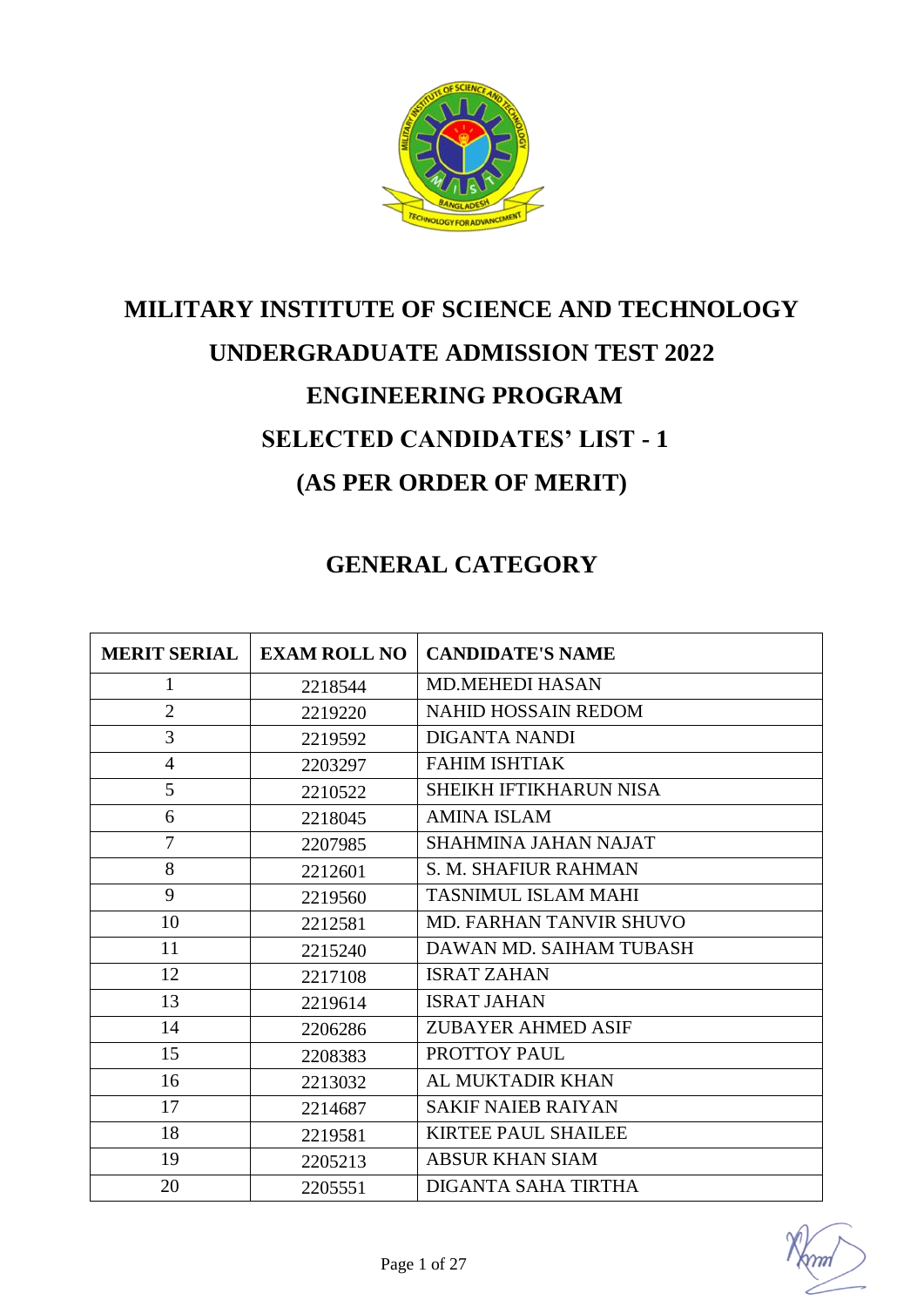# MILITARY INSTITUTE OF SCIENCE AND TECHNOLOGY

## UNDERGRADUATE ADMISSION TEST 2022

## ENGINEERING PROGRAM

## SELECTED CANDIDATES' LIST - 1

## (AS PER ORDER OF MERIT)

## GENERAL CATEGORY

| MERIT SERIAL | EXAM ROLL NO | CANDIDATE'S NAME |
|---|---|---|
| 1 | 2218544 | MD.MEHEDI HASAN |
| 2 | 2219220 | NAHID HOSSAIN REDOM |
| 3 | 2219592 | DIGANTA NANDI |
| 4 | 2203297 | FAHIM ISHTIAK |
| 5 | 2210522 | SHEIKH IFTIKHARUN NISA |
| 6 | 2218045 | AMINA ISLAM |
| 7 | 2207985 | SHAHMINA JAHAN NAJAT |
| 8 | 2212601 | S. M. SHAFIUR RAHMAN |
| 9 | 2219560 | TASNIMUL ISLAM MAHI |
| 10 | 2212581 | MD. FARHAN TANVIR SHUVO |
| 11 | 2215240 | DAWAN MD. SAIHAM TUBASH |
| 12 | 2217108 | ISRAT ZAHAN |
| 13 | 2219614 | ISRAT JAHAN |
| 14 | 2206286 | ZUBAYER AHMED ASIF |
| 15 | 2208383 | PROTTOY PAUL |
| 16 | 2213032 | AL MUKTADIR KHAN |
| 17 | 2214687 | SAKIF NAIEB RAIYAN |
| 18 | 2219581 | KIRTEE PAUL SHAILEE |
| 19 | 2205213 | ABSUR KHAN SIAM |
| 20 | 2205551 | DIGANTA SAHA TIRTHA |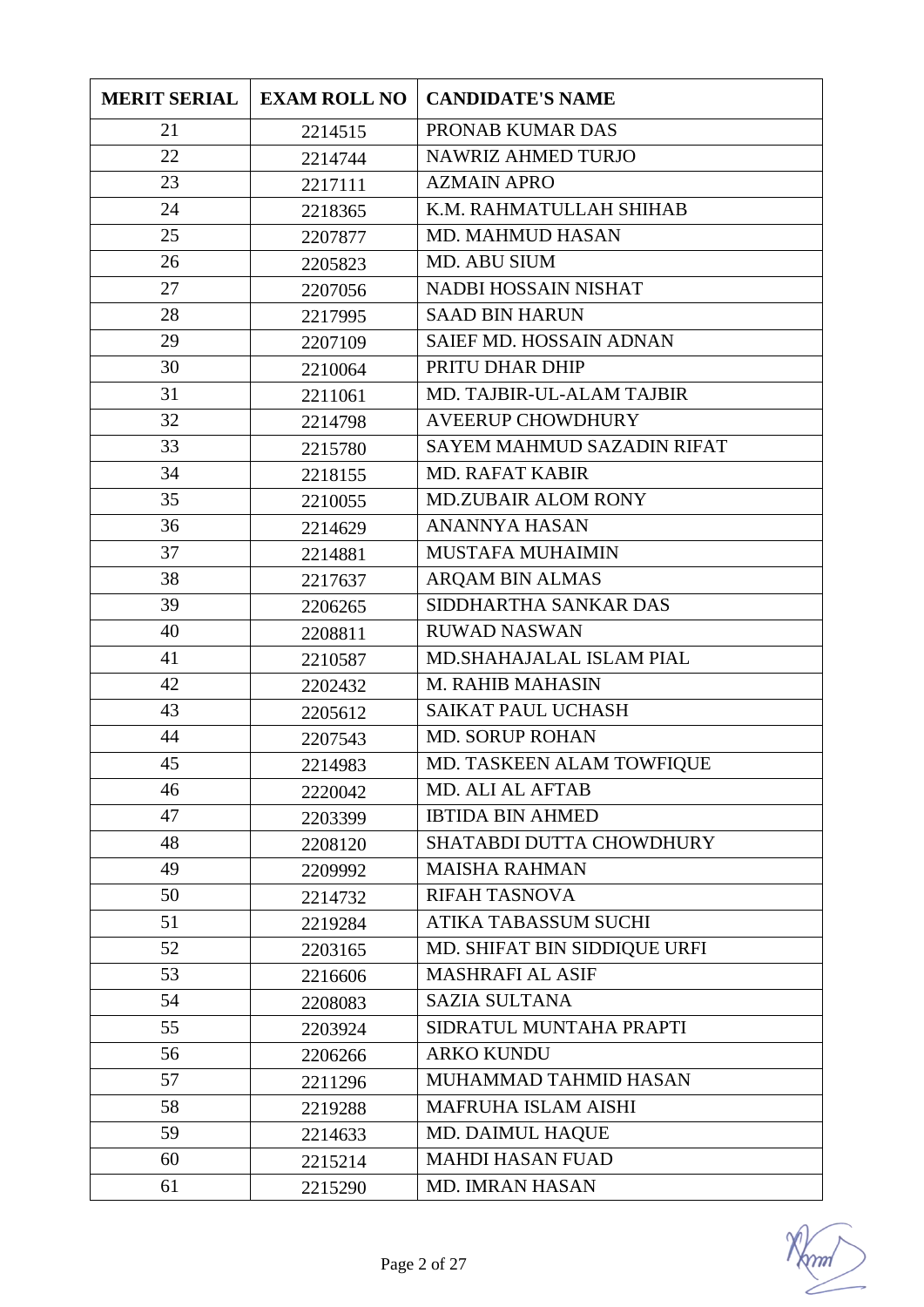| MERIT SERIAL | EXAM ROLL NO | CANDIDATE'S NAME |
|---|---|---|
| 21 | 2214515 | PRONAB KUMAR DAS |
| 22 | 2214744 | NAWRIZ AHMED TURJO |
| 23 | 2217111 | AZMAIN APRO |
| 24 | 2218365 | K.M. RAHMATULLAH SHIHAB |
| 25 | 2207877 | MD. MAHMUD HASAN |
| 26 | 2205823 | MD. ABU SIUM |
| 27 | 2207056 | NADBI HOSSAIN NISHAT |
| 28 | 2217995 | SAAD BIN HARUN |
| 29 | 2207109 | SAIEF MD. HOSSAIN ADNAN |
| 30 | 2210064 | PRITU DHAR DHIP |
| 31 | 2211061 | MD. TAJBIR-UL-ALAM TAJBIR |
| 32 | 2214798 | AVEERUP CHOWDHURY |
| 33 | 2215780 | SAYEM MAHMUD SAZADIN RIFAT |
| 34 | 2218155 | MD. RAFAT KABIR |
| 35 | 2210055 | MD.ZUBAIR ALOM RONY |
| 36 | 2214629 | ANANNYA HASAN |
| 37 | 2214881 | MUSTAFA MUHAIMIN |
| 38 | 2217637 | ARQAM BIN ALMAS |
| 39 | 2206265 | SIDDHARTHA SANKAR DAS |
| 40 | 2208811 | RUWAD NASWAN |
| 41 | 2210587 | MD.SHAHAJALAL ISLAM PIAL |
| 42 | 2202432 | M. RAHIB MAHASIN |
| 43 | 2205612 | SAIKAT PAUL UCHASH |
| 44 | 2207543 | MD. SORUP ROHAN |
| 45 | 2214983 | MD. TASKEEN ALAM TOWFIQUE |
| 46 | 2220042 | MD. ALI AL AFTAB |
| 47 | 2203399 | IBTIDA BIN AHMED |
| 48 | 2208120 | SHATABDI DUTTA CHOWDHURY |
| 49 | 2209992 | MAISHA RAHMAN |
| 50 | 2214732 | RIFAH TASNOVA |
| 51 | 2219284 | ATIKA TABASSUM SUCHI |
| 52 | 2203165 | MD. SHIFAT BIN SIDDIQUE URFI |
| 53 | 2216606 | MASHRAFI AL ASIF |
| 54 | 2208083 | SAZIA SULTANA |
| 55 | 2203924 | SIDRATUL MUNTAHA PRAPTI |
| 56 | 2206266 | ARKO KUNDU |
| 57 | 2211296 | MUHAMMAD TAHMID HASAN |
| 58 | 2219288 | MAFRUHA ISLAM AISHI |
| 59 | 2214633 | MD. DAIMUL HAQUE |
| 60 | 2215214 | MAHDI HASAN FUAD |
| 61 | 2215290 | MD. IMRAN HASAN |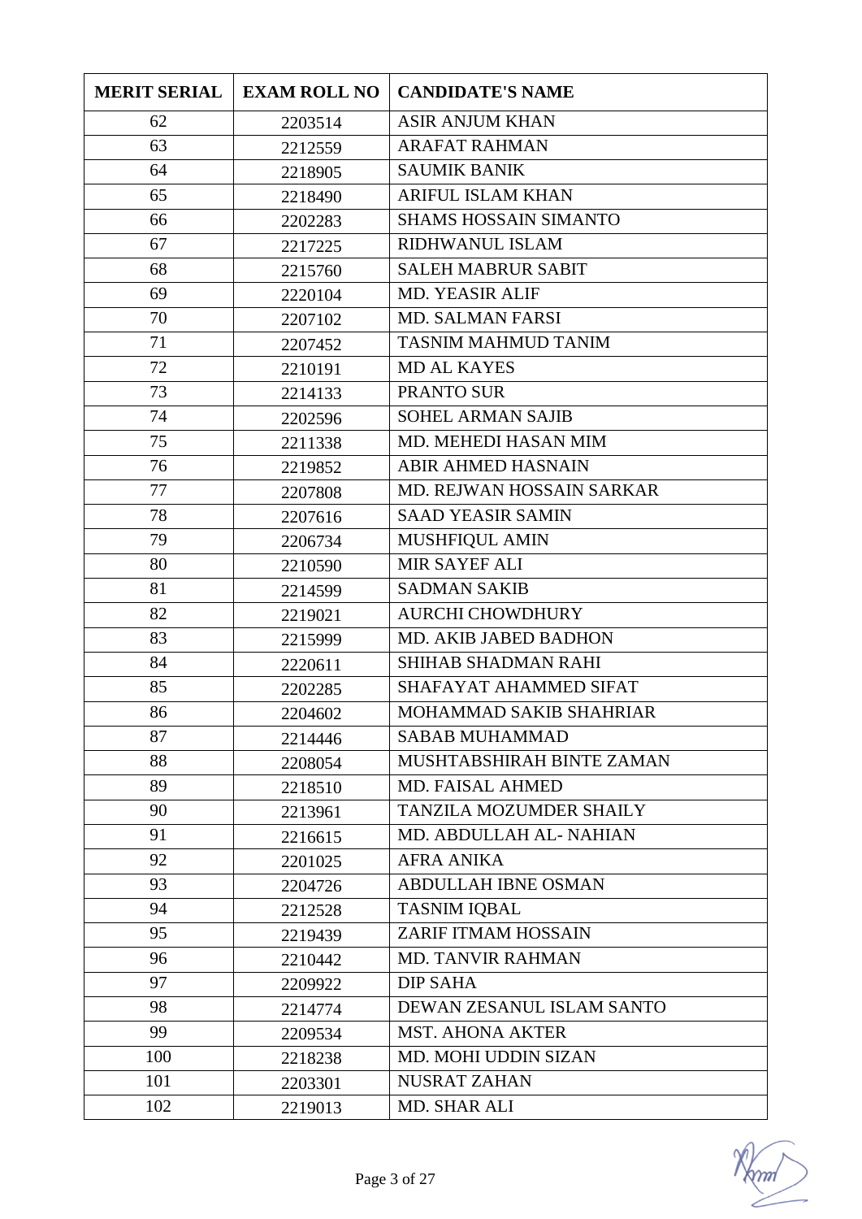| MERIT SERIAL | EXAM ROLL NO | CANDIDATE'S NAME |
|---|---|---|
| 62 | 2203514 | ASIR ANJUM KHAN |
| 63 | 2212559 | ARAFAT RAHMAN |
| 64 | 2218905 | SAUMIK BANIK |
| 65 | 2218490 | ARIFUL ISLAM KHAN |
| 66 | 2202283 | SHAMS HOSSAIN SIMANTO |
| 67 | 2217225 | RIDHWANUL ISLAM |
| 68 | 2215760 | SALEH MABRUR SABIT |
| 69 | 2220104 | MD. YEASIR ALIF |
| 70 | 2207102 | MD. SALMAN FARSI |
| 71 | 2207452 | TASNIM MAHMUD TANIM |
| 72 | 2210191 | MD AL KAYES |
| 73 | 2214133 | PRANTO SUR |
| 74 | 2202596 | SOHEL ARMAN SAJIB |
| 75 | 2211338 | MD. MEHEDI HASAN MIM |
| 76 | 2219852 | ABIR AHMED HASNAIN |
| 77 | 2207808 | MD. REJWAN HOSSAIN SARKAR |
| 78 | 2207616 | SAAD YEASIR SAMIN |
| 79 | 2206734 | MUSHFIQUL AMIN |
| 80 | 2210590 | MIR SAYEF ALI |
| 81 | 2214599 | SADMAN SAKIB |
| 82 | 2219021 | AURCHI CHOWDHURY |
| 83 | 2215999 | MD. AKIB JABED BADHON |
| 84 | 2220611 | SHIHAB SHADMAN RAHI |
| 85 | 2202285 | SHAFAYAT AHAMMED SIFAT |
| 86 | 2204602 | MOHAMMAD SAKIB SHAHRIAR |
| 87 | 2214446 | SABAB MUHAMMAD |
| 88 | 2208054 | MUSHTABSHIRAH BINTE ZAMAN |
| 89 | 2218510 | MD. FAISAL AHMED |
| 90 | 2213961 | TANZILA MOZUMDER SHAILY |
| 91 | 2216615 | MD. ABDULLAH AL- NAHIAN |
| 92 | 2201025 | AFRA ANIKA |
| 93 | 2204726 | ABDULLAH IBNE OSMAN |
| 94 | 2212528 | TASNIM IQBAL |
| 95 | 2219439 | ZARIF ITMAM HOSSAIN |
| 96 | 2210442 | MD. TANVIR RAHMAN |
| 97 | 2209922 | DIP SAHA |
| 98 | 2214774 | DEWAN ZESANUL ISLAM SANTO |
| 99 | 2209534 | MST. AHONA AKTER |
| 100 | 2218238 | MD. MOHI UDDIN SIZAN |
| 101 | 2203301 | NUSRAT ZAHAN |
| 102 | 2219013 | MD. SHAR ALI |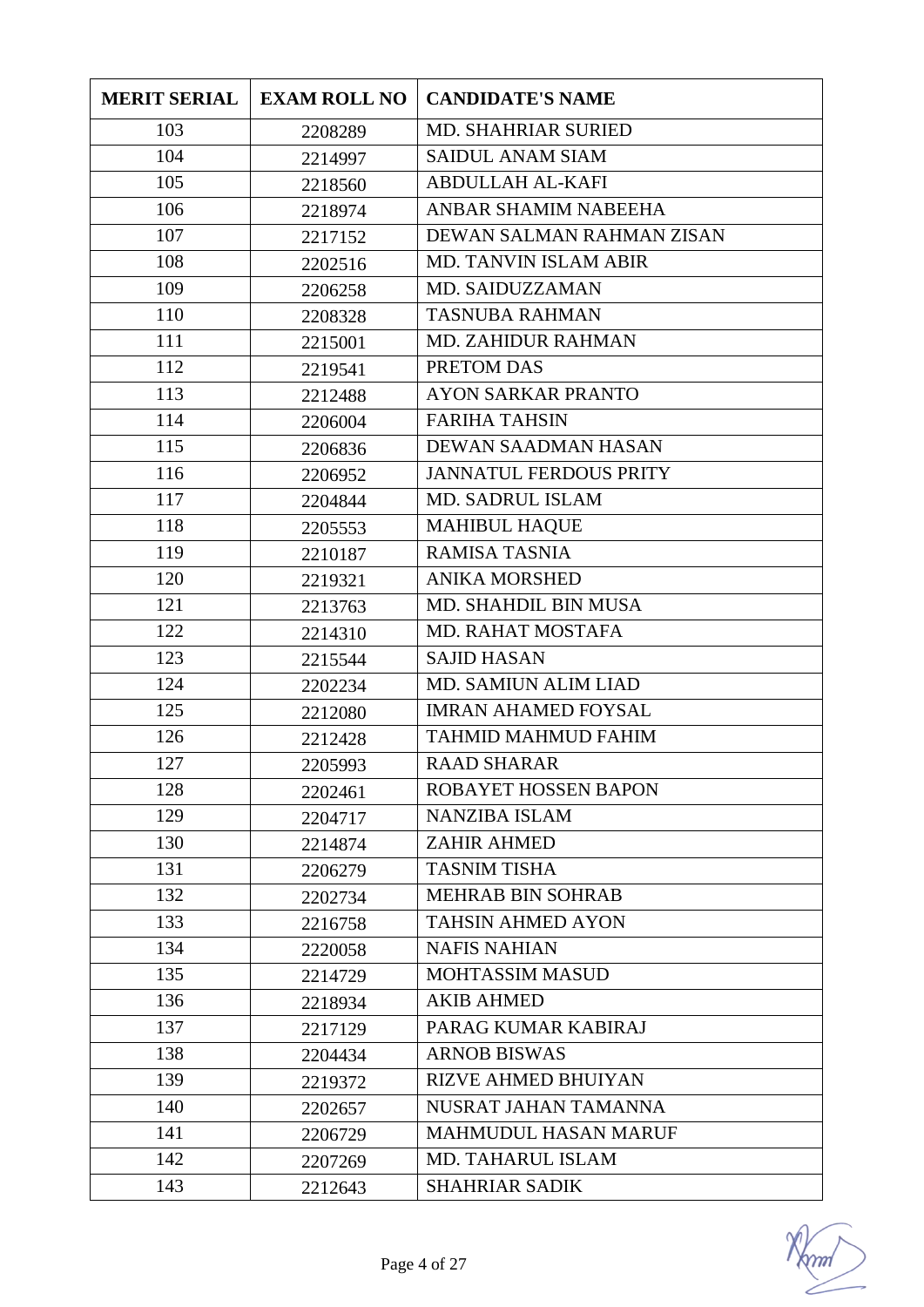| MERIT SERIAL | EXAM ROLL NO | CANDIDATE'S NAME |
| --- | --- | --- |
| 103 | 2208289 | MD. SHAHRIAR SURIED |
| 104 | 2214997 | SAIDUL ANAM SIAM |
| 105 | 2218560 | ABDULLAH AL-KAFI |
| 106 | 2218974 | ANBAR SHAMIM NABEEHA |
| 107 | 2217152 | DEWAN SALMAN RAHMAN ZISAN |
| 108 | 2202516 | MD. TANVIN ISLAM ABIR |
| 109 | 2206258 | MD. SAIDUZZAMAN |
| 110 | 2208328 | TASNUBA RAHMAN |
| 111 | 2215001 | MD. ZAHIDUR RAHMAN |
| 112 | 2219541 | PRETOM DAS |
| 113 | 2212488 | AYON SARKAR PRANTO |
| 114 | 2206004 | FARIHA TAHSIN |
| 115 | 2206836 | DEWAN SAADMAN HASAN |
| 116 | 2206952 | JANNATUL FERDOUS PRITY |
| 117 | 2204844 | MD. SADRUL ISLAM |
| 118 | 2205553 | MAHIBUL HAQUE |
| 119 | 2210187 | RAMISA TASNIA |
| 120 | 2219321 | ANIKA MORSHED |
| 121 | 2213763 | MD. SHAHDIL BIN MUSA |
| 122 | 2214310 | MD. RAHAT MOSTAFA |
| 123 | 2215544 | SAJID HASAN |
| 124 | 2202234 | MD. SAMIUN ALIM LIAD |
| 125 | 2212080 | IMRAN AHAMED FOYSAL |
| 126 | 2212428 | TAHMID MAHMUD FAHIM |
| 127 | 2205993 | RAAD SHARAR |
| 128 | 2202461 | ROBAYET HOSSEN BAPON |
| 129 | 2204717 | NANZIBA ISLAM |
| 130 | 2214874 | ZAHIR AHMED |
| 131 | 2206279 | TASNIM TISHA |
| 132 | 2202734 | MEHRAB BIN SOHRAB |
| 133 | 2216758 | TAHSIN AHMED AYON |
| 134 | 2220058 | NAFIS NAHIAN |
| 135 | 2214729 | MOHTASSIM MASUD |
| 136 | 2218934 | AKIB AHMED |
| 137 | 2217129 | PARAG KUMAR KABIRAJ |
| 138 | 2204434 | ARNOB BISWAS |
| 139 | 2219372 | RIZVE AHMED BHUIYAN |
| 140 | 2202657 | NUSRAT JAHAN TAMANNA |
| 141 | 2206729 | MAHMUDUL HASAN MARUF |
| 142 | 2207269 | MD. TAHARUL ISLAM |
| 143 | 2212643 | SHAHRIAR SADIK |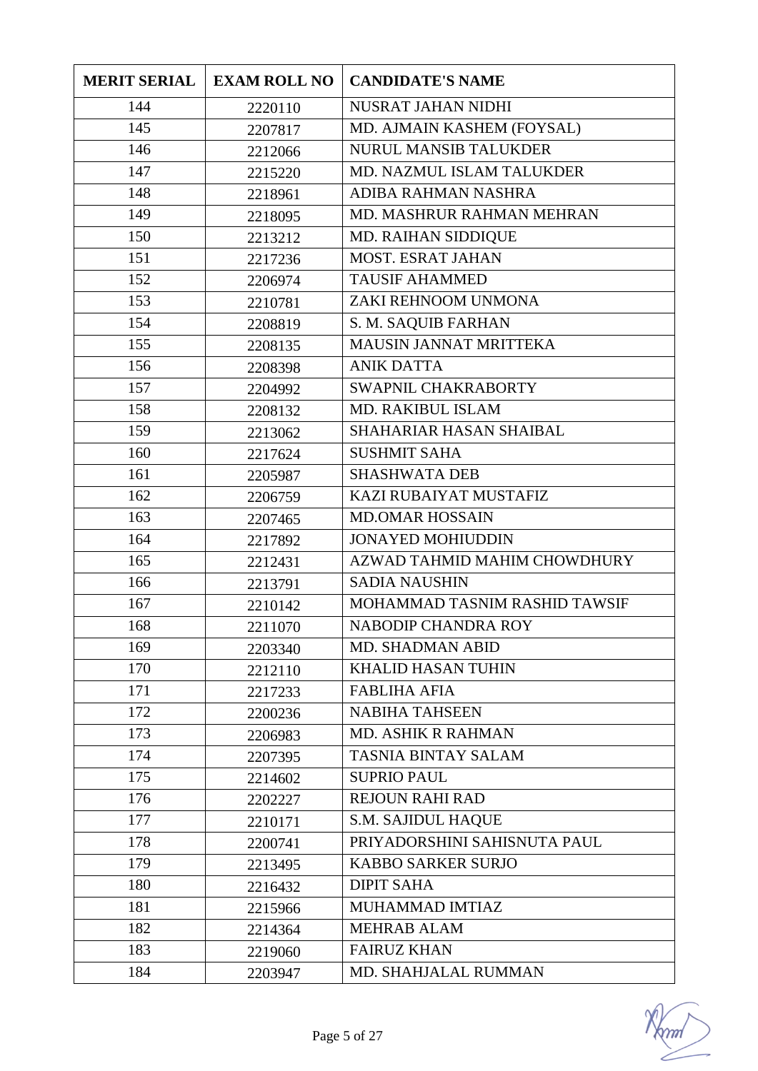| MERIT SERIAL | EXAM ROLL NO | CANDIDATE'S NAME |
|---|---|---|
| 144 | 2220110 | NUSRAT JAHAN NIDHI |
| 145 | 2207817 | MD. AJMAIN KASHEM (FOYSAL) |
| 146 | 2212066 | NURUL MANSIB TALUKDER |
| 147 | 2215220 | MD. NAZMUL ISLAM TALUKDER |
| 148 | 2218961 | ADIBA RAHMAN NASHRA |
| 149 | 2218095 | MD. MASHRUR RAHMAN MEHRAN |
| 150 | 2213212 | MD. RAIHAN SIDDIQUE |
| 151 | 2217236 | MOST. ESRAT JAHAN |
| 152 | 2206974 | TAUSIF AHAMMED |
| 153 | 2210781 | ZAKI REHNOOM UNMONA |
| 154 | 2208819 | S. M. SAQUIB FARHAN |
| 155 | 2208135 | MAUSIN JANNAT MRITTEKA |
| 156 | 2208398 | ANIK DATTA |
| 157 | 2204992 | SWAPNIL CHAKRABORTY |
| 158 | 2208132 | MD. RAKIBUL ISLAM |
| 159 | 2213062 | SHAHARIAR HASAN SHAIBAL |
| 160 | 2217624 | SUSHMIT SAHA |
| 161 | 2205987 | SHASHWATA DEB |
| 162 | 2206759 | KAZI RUBAIYAT MUSTAFIZ |
| 163 | 2207465 | MD.OMAR HOSSAIN |
| 164 | 2217892 | JONAYED MOHIUDDIN |
| 165 | 2212431 | AZWAD TAHMID MAHIM CHOWDHURY |
| 166 | 2213791 | SADIA NAUSHIN |
| 167 | 2210142 | MOHAMMAD TASNIM RASHID TAWSIF |
| 168 | 2211070 | NABODIP CHANDRA ROY |
| 169 | 2203340 | MD. SHADMAN ABID |
| 170 | 2212110 | KHALID HASAN TUHIN |
| 171 | 2217233 | FABLIHA AFIA |
| 172 | 2200236 | NABIHA TAHSEEN |
| 173 | 2206983 | MD. ASHIK R RAHMAN |
| 174 | 2207395 | TASNIA BINTAY SALAM |
| 175 | 2214602 | SUPRIO PAUL |
| 176 | 2202227 | REJOUN RAHI RAD |
| 177 | 2210171 | S.M. SAJIDUL HAQUE |
| 178 | 2200741 | PRIYADORSHINI SAHISNUTA PAUL |
| 179 | 2213495 | KABBO SARKER SURJO |
| 180 | 2216432 | DIPIT SAHA |
| 181 | 2215966 | MUHAMMAD IMTIAZ |
| 182 | 2214364 | MEHRAB ALAM |
| 183 | 2219060 | FAIRUZ KHAN |
| 184 | 2203947 | MD. SHAHJALAL RUMMAN |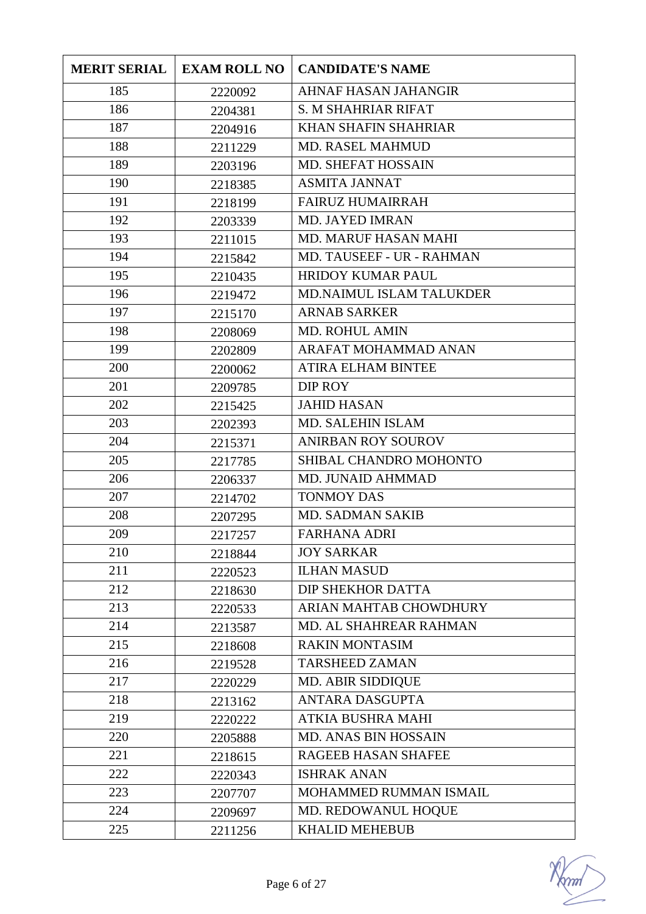| MERIT SERIAL | EXAM ROLL NO | CANDIDATE'S NAME |
|---|---|---|
| 185 | 2220092 | AHNAF HASAN JAHANGIR |
| 186 | 2204381 | S. M SHAHRIAR RIFAT |
| 187 | 2204916 | KHAN SHAFIN SHAHRIAR |
| 188 | 2211229 | MD. RASEL MAHMUD |
| 189 | 2203196 | MD. SHEFAT HOSSAIN |
| 190 | 2218385 | ASMITA JANNAT |
| 191 | 2218199 | FAIRUZ HUMAIRRAH |
| 192 | 2203339 | MD. JAYED IMRAN |
| 193 | 2211015 | MD. MARUF HASAN MAHI |
| 194 | 2215842 | MD. TAUSEEF - UR - RAHMAN |
| 195 | 2210435 | HRIDOY KUMAR PAUL |
| 196 | 2219472 | MD.NAIMUL ISLAM TALUKDER |
| 197 | 2215170 | ARNAB SARKER |
| 198 | 2208069 | MD. ROHUL AMIN |
| 199 | 2202809 | ARAFAT MOHAMMAD ANAN |
| 200 | 2200062 | ATIRA ELHAM BINTEE |
| 201 | 2209785 | DIP ROY |
| 202 | 2215425 | JAHID HASAN |
| 203 | 2202393 | MD. SALEHIN ISLAM |
| 204 | 2215371 | ANIRBAN ROY SOUROV |
| 205 | 2217785 | SHIBAL CHANDRO MOHONTO |
| 206 | 2206337 | MD. JUNAID AHMMAD |
| 207 | 2214702 | TONMOY DAS |
| 208 | 2207295 | MD. SADMAN SAKIB |
| 209 | 2217257 | FARHANA ADRI |
| 210 | 2218844 | JOY SARKAR |
| 211 | 2220523 | ILHAN MASUD |
| 212 | 2218630 | DIP SHEKHOR DATTA |
| 213 | 2220533 | ARIAN MAHTAB CHOWDHURY |
| 214 | 2213587 | MD. AL SHAHREAR RAHMAN |
| 215 | 2218608 | RAKIN MONTASIM |
| 216 | 2219528 | TARSHEED ZAMAN |
| 217 | 2220229 | MD. ABIR SIDDIQUE |
| 218 | 2213162 | ANTARA DASGUPTA |
| 219 | 2220222 | ATKIA BUSHRA MAHI |
| 220 | 2205888 | MD. ANAS BIN HOSSAIN |
| 221 | 2218615 | RAGEEB HASAN SHAFEE |
| 222 | 2220343 | ISHRAK ANAN |
| 223 | 2207707 | MOHAMMED RUMMAN ISMAIL |
| 224 | 2209697 | MD. REDOWANUL HOQUE |
| 225 | 2211256 | KHALID MEHEBUB |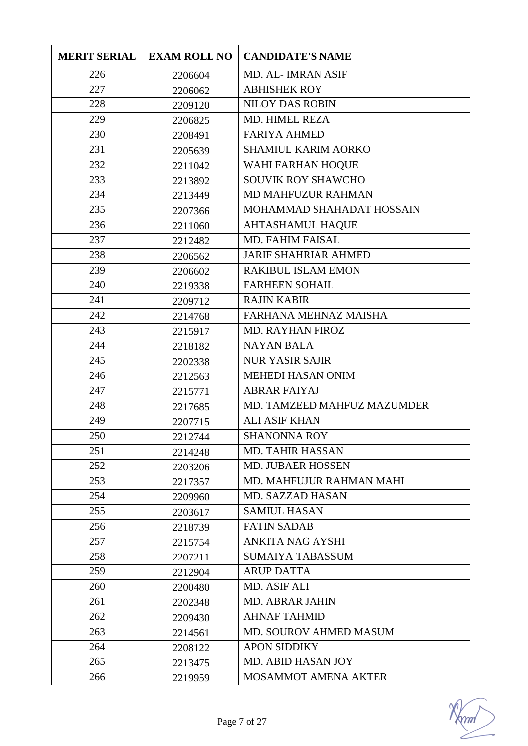| MERIT SERIAL | EXAM ROLL NO | CANDIDATE'S NAME |
|---|---|---|
| 226 | 2206604 | MD. AL- IMRAN ASIF |
| 227 | 2206062 | ABHISHEK ROY |
| 228 | 2209120 | NILOY DAS ROBIN |
| 229 | 2206825 | MD. HIMEL REZA |
| 230 | 2208491 | FARIYA AHMED |
| 231 | 2205639 | SHAMIUL KARIM AORKO |
| 232 | 2211042 | WAHI FARHAN HOQUE |
| 233 | 2213892 | SOUVIK ROY SHAWCHO |
| 234 | 2213449 | MD MAHFUZUR RAHMAN |
| 235 | 2207366 | MOHAMMAD SHAHADAT HOSSAIN |
| 236 | 2211060 | AHTASHAMUL HAQUE |
| 237 | 2212482 | MD. FAHIM FAISAL |
| 238 | 2206562 | JARIF SHAHRIAR AHMED |
| 239 | 2206602 | RAKIBUL ISLAM EMON |
| 240 | 2219338 | FARHEEN SOHAIL |
| 241 | 2209712 | RAJIN KABIR |
| 242 | 2214768 | FARHANA MEHNAZ MAISHA |
| 243 | 2215917 | MD. RAYHAN FIROZ |
| 244 | 2218182 | NAYAN BALA |
| 245 | 2202338 | NUR YASIR SAJIR |
| 246 | 2212563 | MEHEDI HASAN ONIM |
| 247 | 2215771 | ABRAR FAIYAJ |
| 248 | 2217685 | MD. TAMZEED MAHFUZ MAZUMDER |
| 249 | 2207715 | ALI ASIF KHAN |
| 250 | 2212744 | SHANONNA ROY |
| 251 | 2214248 | MD. TAHIR HASSAN |
| 252 | 2203206 | MD. JUBAER HOSSEN |
| 253 | 2217357 | MD. MAHFUJUR RAHMAN MAHI |
| 254 | 2209960 | MD. SAZZAD HASAN |
| 255 | 2203617 | SAMIUL HASAN |
| 256 | 2218739 | FATIN SADAB |
| 257 | 2215754 | ANKITA NAG AYSHI |
| 258 | 2207211 | SUMAIYA TABASSUM |
| 259 | 2212904 | ARUP DATTA |
| 260 | 2200480 | MD. ASIF ALI |
| 261 | 2202348 | MD. ABRAR JAHIN |
| 262 | 2209430 | AHNAF TAHMID |
| 263 | 2214561 | MD. SOUROV AHMED MASUM |
| 264 | 2208122 | APON SIDDIKY |
| 265 | 2213475 | MD. ABID HASAN JOY |
| 266 | 2219959 | MOSAMMOT AMENA AKTER |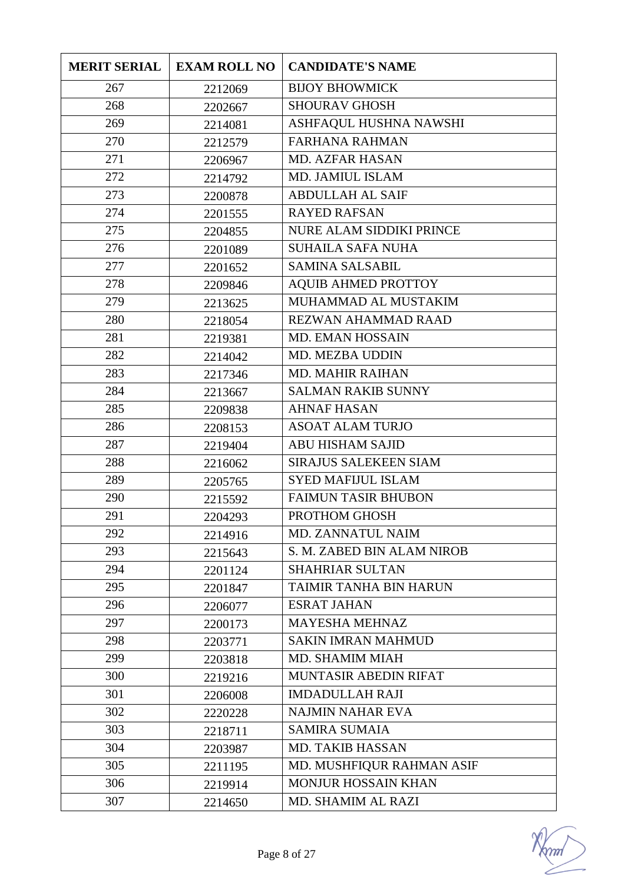| MERIT SERIAL | EXAM ROLL NO | CANDIDATE'S NAME |
|---|---|---|
| 267 | 2212069 | BIJOY BHOWMICK |
| 268 | 2202667 | SHOURAV GHOSH |
| 269 | 2214081 | ASHFAQUL HUSHNA NAWSHI |
| 270 | 2212579 | FARHANA RAHMAN |
| 271 | 2206967 | MD. AZFAR HASAN |
| 272 | 2214792 | MD. JAMIUL ISLAM |
| 273 | 2200878 | ABDULLAH AL SAIF |
| 274 | 2201555 | RAYED RAFSAN |
| 275 | 2204855 | NURE ALAM SIDDIKI PRINCE |
| 276 | 2201089 | SUHAILA SAFA NUHA |
| 277 | 2201652 | SAMINA SALSABIL |
| 278 | 2209846 | AQUIB AHMED PROTTOY |
| 279 | 2213625 | MUHAMMAD AL MUSTAKIM |
| 280 | 2218054 | REZWAN AHAMMAD RAAD |
| 281 | 2219381 | MD. EMAN HOSSAIN |
| 282 | 2214042 | MD. MEZBA UDDIN |
| 283 | 2217346 | MD. MAHIR RAIHAN |
| 284 | 2213667 | SALMAN RAKIB SUNNY |
| 285 | 2209838 | AHNAF HASAN |
| 286 | 2208153 | ASOAT ALAM TURJO |
| 287 | 2219404 | ABU HISHAM SAJID |
| 288 | 2216062 | SIRAJUS SALEKEEN SIAM |
| 289 | 2205765 | SYED MAFIJUL ISLAM |
| 290 | 2215592 | FAIMUN TASIR BHUBON |
| 291 | 2204293 | PROTHOM GHOSH |
| 292 | 2214916 | MD. ZANNATUL NAIM |
| 293 | 2215643 | S. M. ZABED BIN ALAM NIROB |
| 294 | 2201124 | SHAHRIAR SULTAN |
| 295 | 2201847 | TAIMIR TANHA BIN HARUN |
| 296 | 2206077 | ESRAT JAHAN |
| 297 | 2200173 | MAYESHA MEHNAZ |
| 298 | 2203771 | SAKIN IMRAN MAHMUD |
| 299 | 2203818 | MD. SHAMIM MIAH |
| 300 | 2219216 | MUNTASIR ABEDIN RIFAT |
| 301 | 2206008 | IMDADULLAH RAJI |
| 302 | 2220228 | NAJMIN NAHAR EVA |
| 303 | 2218711 | SAMIRA SUMAIA |
| 304 | 2203987 | MD. TAKIB HASSAN |
| 305 | 2211195 | MD. MUSHFIQUR RAHMAN ASIF |
| 306 | 2219914 | MONJUR HOSSAIN KHAN |
| 307 | 2214650 | MD. SHAMIM AL RAZI |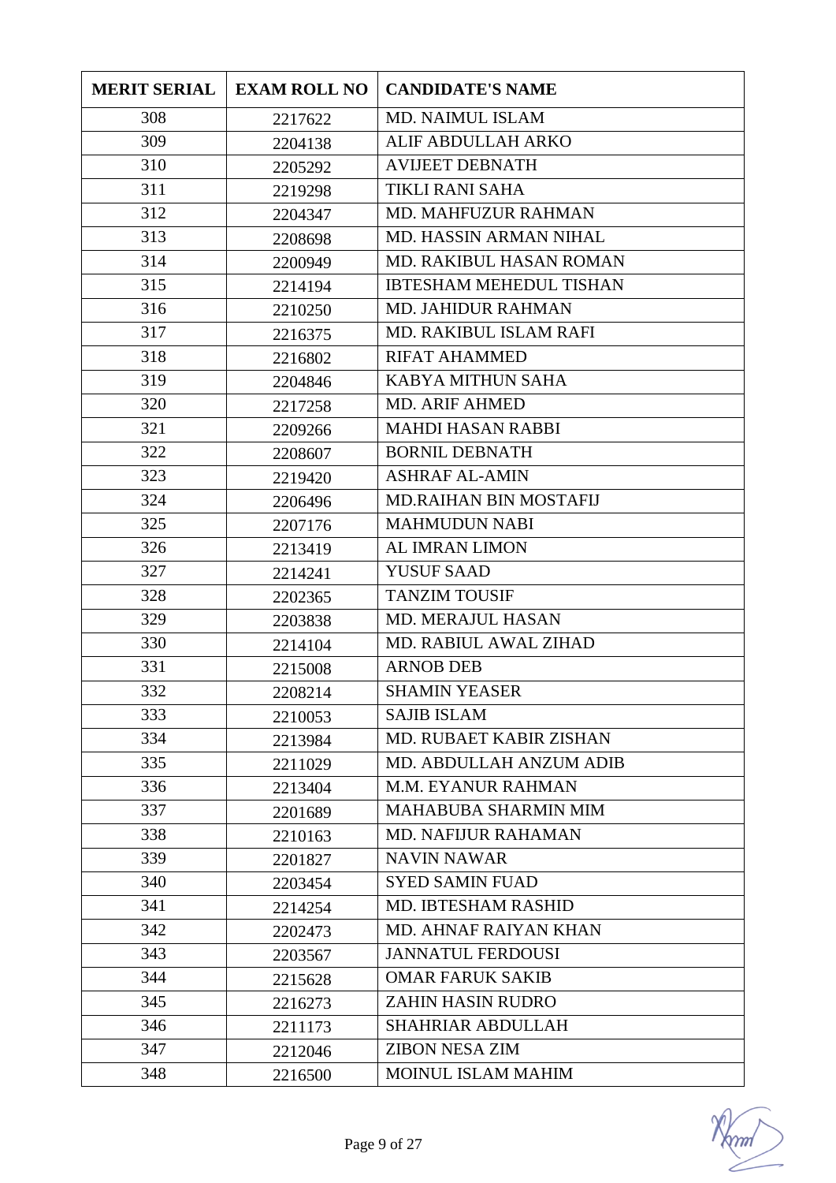| MERIT SERIAL | EXAM ROLL NO | CANDIDATE'S NAME |
|---|---|---|
| 308 | 2217622 | MD. NAIMUL ISLAM |
| 309 | 2204138 | ALIF ABDULLAH ARKO |
| 310 | 2205292 | AVIJEET DEBNATH |
| 311 | 2219298 | TIKLI RANI SAHA |
| 312 | 2204347 | MD. MAHFUZUR RAHMAN |
| 313 | 2208698 | MD. HASSIN ARMAN NIHAL |
| 314 | 2200949 | MD. RAKIBUL HASAN ROMAN |
| 315 | 2214194 | IBTESHAM MEHEDUL TISHAN |
| 316 | 2210250 | MD. JAHIDUR RAHMAN |
| 317 | 2216375 | MD. RAKIBUL ISLAM RAFI |
| 318 | 2216802 | RIFAT AHAMMED |
| 319 | 2204846 | KABYA MITHUN SAHA |
| 320 | 2217258 | MD. ARIF AHMED |
| 321 | 2209266 | MAHDI HASAN RABBI |
| 322 | 2208607 | BORNIL DEBNATH |
| 323 | 2219420 | ASHRAF AL-AMIN |
| 324 | 2206496 | MD.RAIHAN BIN MOSTAFIJ |
| 325 | 2207176 | MAHMUDUN NABI |
| 326 | 2213419 | AL IMRAN LIMON |
| 327 | 2214241 | YUSUF SAAD |
| 328 | 2202365 | TANZIM TOUSIF |
| 329 | 2203838 | MD. MERAJUL HASAN |
| 330 | 2214104 | MD. RABIUL AWAL ZIHAD |
| 331 | 2215008 | ARNOB DEB |
| 332 | 2208214 | SHAMIN YEASER |
| 333 | 2210053 | SAJIB ISLAM |
| 334 | 2213984 | MD. RUBAET KABIR ZISHAN |
| 335 | 2211029 | MD. ABDULLAH ANZUM ADIB |
| 336 | 2213404 | M.M. EYANUR RAHMAN |
| 337 | 2201689 | MAHABUBA SHARMIN MIM |
| 338 | 2210163 | MD. NAFIJUR RAHAMAN |
| 339 | 2201827 | NAVIN NAWAR |
| 340 | 2203454 | SYED SAMIN FUAD |
| 341 | 2214254 | MD. IBTESHAM RASHID |
| 342 | 2202473 | MD. AHNAF RAIYAN KHAN |
| 343 | 2203567 | JANNATUL FERDOUSI |
| 344 | 2215628 | OMAR FARUK SAKIB |
| 345 | 2216273 | ZAHIN HASIN RUDRO |
| 346 | 2211173 | SHAHRIAR ABDULLAH |
| 347 | 2212046 | ZIBON NESA ZIM |
| 348 | 2216500 | MOINUL ISLAM MAHIM |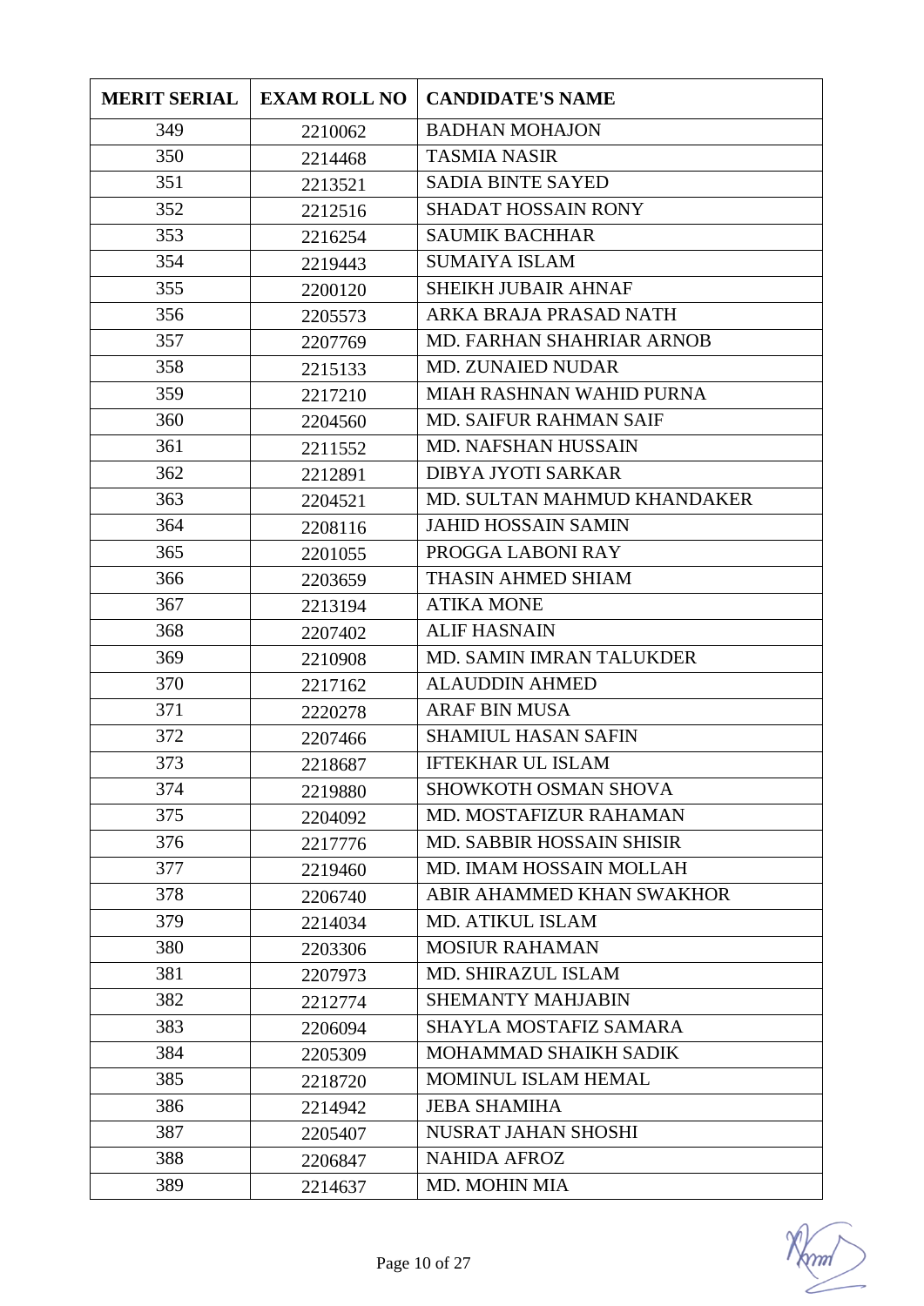| MERIT SERIAL | EXAM ROLL NO | CANDIDATE'S NAME |
| --- | --- | --- |
| 349 | 2210062 | BADHAN MOHAJON |
| 350 | 2214468 | TASMIA NASIR |
| 351 | 2213521 | SADIA BINTE SAYED |
| 352 | 2212516 | SHADAT HOSSAIN RONY |
| 353 | 2216254 | SAUMIK BACHHAR |
| 354 | 2219443 | SUMAIYA ISLAM |
| 355 | 2200120 | SHEIKH JUBAIR AHNAF |
| 356 | 2205573 | ARKA BRAJA PRASAD NATH |
| 357 | 2207769 | MD. FARHAN SHAHRIAR ARNOB |
| 358 | 2215133 | MD. ZUNAIED NUDAR |
| 359 | 2217210 | MIAH RASHNAN WAHID PURNA |
| 360 | 2204560 | MD. SAIFUR RAHMAN SAIF |
| 361 | 2211552 | MD. NAFSHAN HUSSAIN |
| 362 | 2212891 | DIBYA JYOTI SARKAR |
| 363 | 2204521 | MD. SULTAN MAHMUD KHANDAKER |
| 364 | 2208116 | JAHID HOSSAIN SAMIN |
| 365 | 2201055 | PROGGA LABONI RAY |
| 366 | 2203659 | THASIN AHMED SHIAM |
| 367 | 2213194 | ATIKA MONE |
| 368 | 2207402 | ALIF HASNAIN |
| 369 | 2210908 | MD. SAMIN IMRAN TALUKDER |
| 370 | 2217162 | ALAUDDIN AHMED |
| 371 | 2220278 | ARAF BIN MUSA |
| 372 | 2207466 | SHAMIUL HASAN SAFIN |
| 373 | 2218687 | IFTEKHAR UL ISLAM |
| 374 | 2219880 | SHOWKOTH OSMAN SHOVA |
| 375 | 2204092 | MD. MOSTAFIZUR RAHAMAN |
| 376 | 2217776 | MD. SABBIR HOSSAIN SHISIR |
| 377 | 2219460 | MD. IMAM HOSSAIN MOLLAH |
| 378 | 2206740 | ABIR AHAMMED KHAN SWAKHOR |
| 379 | 2214034 | MD. ATIKUL ISLAM |
| 380 | 2203306 | MOSIUR RAHAMAN |
| 381 | 2207973 | MD. SHIRAZUL ISLAM |
| 382 | 2212774 | SHEMANTY MAHJABIN |
| 383 | 2206094 | SHAYLA MOSTAFIZ SAMARA |
| 384 | 2205309 | MOHAMMAD SHAIKH SADIK |
| 385 | 2218720 | MOMINUL ISLAM HEMAL |
| 386 | 2214942 | JEBA SHAMIHA |
| 387 | 2205407 | NUSRAT JAHAN SHOSHI |
| 388 | 2206847 | NAHIDA AFROZ |
| 389 | 2214637 | MD. MOHIN MIA |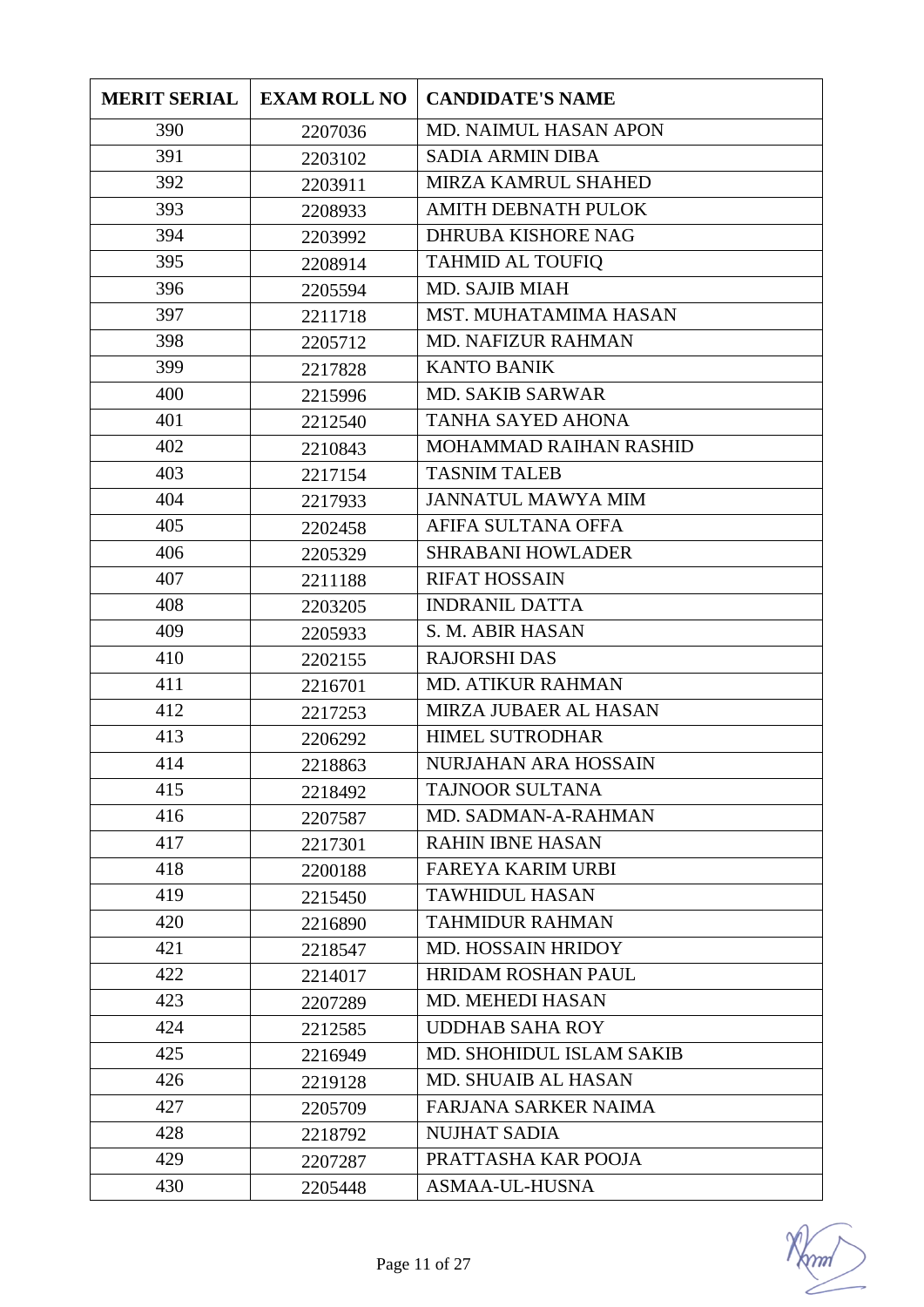| MERIT SERIAL | EXAM ROLL NO | CANDIDATE'S NAME |
|---|---|---|
| 390 | 2207036 | MD. NAIMUL HASAN APON |
| 391 | 2203102 | SADIA ARMIN DIBA |
| 392 | 2203911 | MIRZA KAMRUL SHAHED |
| 393 | 2208933 | AMITH DEBNATH PULOK |
| 394 | 2203992 | DHRUBA KISHORE NAG |
| 395 | 2208914 | TAHMID AL TOUFIQ |
| 396 | 2205594 | MD. SAJIB MIAH |
| 397 | 2211718 | MST. MUHATAMIMA HASAN |
| 398 | 2205712 | MD. NAFIZUR RAHMAN |
| 399 | 2217828 | KANTO BANIK |
| 400 | 2215996 | MD. SAKIB SARWAR |
| 401 | 2212540 | TANHA SAYED AHONA |
| 402 | 2210843 | MOHAMMAD RAIHAN RASHID |
| 403 | 2217154 | TASNIM TALEB |
| 404 | 2217933 | JANNATUL MAWYA MIM |
| 405 | 2202458 | AFIFA SULTANA OFFA |
| 406 | 2205329 | SHRABANI HOWLADER |
| 407 | 2211188 | RIFAT HOSSAIN |
| 408 | 2203205 | INDRANIL DATTA |
| 409 | 2205933 | S. M. ABIR HASAN |
| 410 | 2202155 | RAJORSHI DAS |
| 411 | 2216701 | MD. ATIKUR RAHMAN |
| 412 | 2217253 | MIRZA JUBAER AL HASAN |
| 413 | 2206292 | HIMEL SUTRODHAR |
| 414 | 2218863 | NURJAHAN ARA HOSSAIN |
| 415 | 2218492 | TAJNOOR SULTANA |
| 416 | 2207587 | MD. SADMAN-A-RAHMAN |
| 417 | 2217301 | RAHIN IBNE HASAN |
| 418 | 2200188 | FAREYA KARIM URBI |
| 419 | 2215450 | TAWHIDUL HASAN |
| 420 | 2216890 | TAHMIDUR RAHMAN |
| 421 | 2218547 | MD. HOSSAIN HRIDOY |
| 422 | 2214017 | HRIDAM ROSHAN PAUL |
| 423 | 2207289 | MD. MEHEDI HASAN |
| 424 | 2212585 | UDDHAB SAHA ROY |
| 425 | 2216949 | MD. SHOHIDUL ISLAM SAKIB |
| 426 | 2219128 | MD. SHUAIB AL HASAN |
| 427 | 2205709 | FARJANA SARKER NAIMA |
| 428 | 2218792 | NUJHAT SADIA |
| 429 | 2207287 | PRATTASHA KAR POOJA |
| 430 | 2205448 | ASMAA-UL-HUSNA |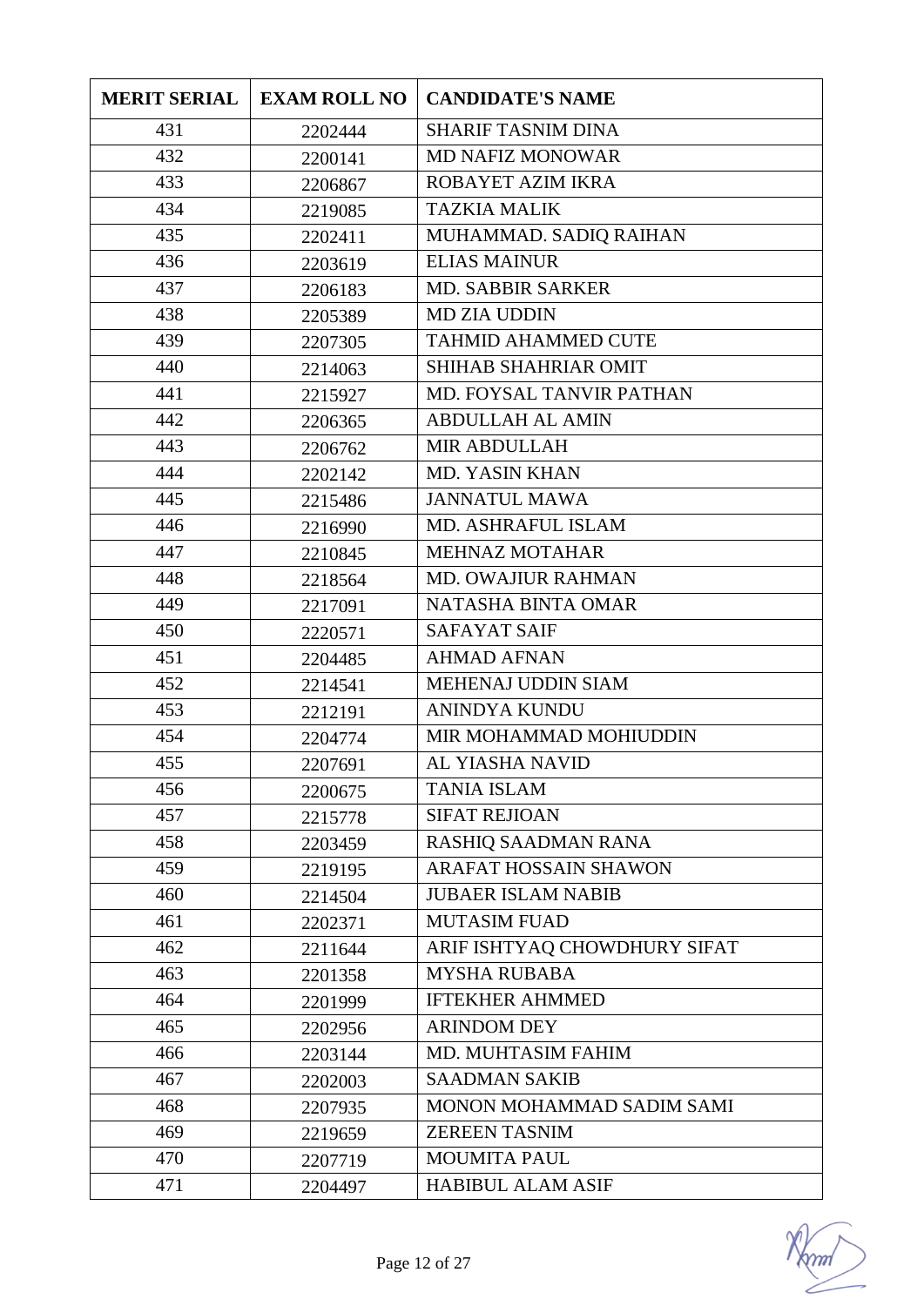| MERIT SERIAL | EXAM ROLL NO | CANDIDATE'S NAME |
| --- | --- | --- |
| 431 | 2202444 | SHARIF TASNIM DINA |
| 432 | 2200141 | MD NAFIZ MONOWAR |
| 433 | 2206867 | ROBAYET AZIM IKRA |
| 434 | 2219085 | TAZKIA MALIK |
| 435 | 2202411 | MUHAMMAD. SADIQ RAIHAN |
| 436 | 2203619 | ELIAS MAINUR |
| 437 | 2206183 | MD. SABBIR SARKER |
| 438 | 2205389 | MD ZIA UDDIN |
| 439 | 2207305 | TAHMID AHAMMED CUTE |
| 440 | 2214063 | SHIHAB SHAHRIAR OMIT |
| 441 | 2215927 | MD. FOYSAL TANVIR PATHAN |
| 442 | 2206365 | ABDULLAH AL AMIN |
| 443 | 2206762 | MIR ABDULLAH |
| 444 | 2202142 | MD. YASIN KHAN |
| 445 | 2215486 | JANNATUL MAWA |
| 446 | 2216990 | MD. ASHRAFUL ISLAM |
| 447 | 2210845 | MEHNAZ MOTAHAR |
| 448 | 2218564 | MD. OWAJIUR RAHMAN |
| 449 | 2217091 | NATASHA BINTA OMAR |
| 450 | 2220571 | SAFAYAT SAIF |
| 451 | 2204485 | AHMAD AFNAN |
| 452 | 2214541 | MEHENAJ UDDIN SIAM |
| 453 | 2212191 | ANINDYA KUNDU |
| 454 | 2204774 | MIR MOHAMMAD MOHIUDDIN |
| 455 | 2207691 | AL YIASHA NAVID |
| 456 | 2200675 | TANIA ISLAM |
| 457 | 2215778 | SIFAT REJIOAN |
| 458 | 2203459 | RASHIQ SAADMAN RANA |
| 459 | 2219195 | ARAFAT HOSSAIN SHAWON |
| 460 | 2214504 | JUBAER ISLAM NABIB |
| 461 | 2202371 | MUTASIM FUAD |
| 462 | 2211644 | ARIF ISHTYAQ CHOWDHURY SIFAT |
| 463 | 2201358 | MYSHA RUBABA |
| 464 | 2201999 | IFTEKHER AHMMED |
| 465 | 2202956 | ARINDOM DEY |
| 466 | 2203144 | MD. MUHTASIM FAHIM |
| 467 | 2202003 | SAADMAN SAKIB |
| 468 | 2207935 | MONON MOHAMMAD SADIM SAMI |
| 469 | 2219659 | ZEREEN TASNIM |
| 470 | 2207719 | MOUMITA PAUL |
| 471 | 2204497 | HABIBUL ALAM ASIF |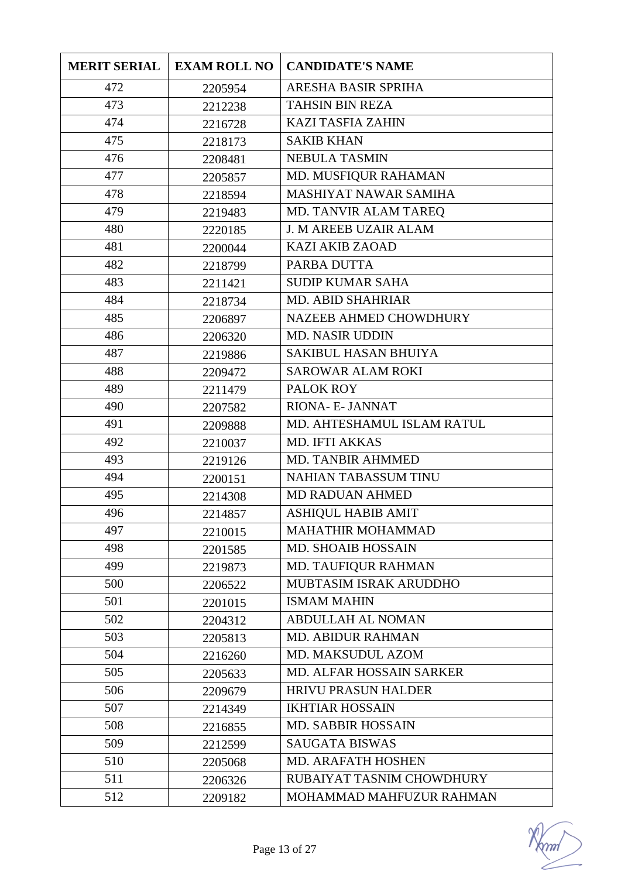| MERIT SERIAL | EXAM ROLL NO | CANDIDATE'S NAME |
|---|---|---|
| 472 | 2205954 | ARESHA BASIR SPRIHA |
| 473 | 2212238 | TAHSIN BIN REZA |
| 474 | 2216728 | KAZI TASFIA ZAHIN |
| 475 | 2218173 | SAKIB KHAN |
| 476 | 2208481 | NEBULA TASMIN |
| 477 | 2205857 | MD. MUSFIQUR RAHAMAN |
| 478 | 2218594 | MASHIYAT NAWAR SAMIHA |
| 479 | 2219483 | MD. TANVIR ALAM TAREQ |
| 480 | 2220185 | J. M AREEB UZAIR ALAM |
| 481 | 2200044 | KAZI AKIB ZAOAD |
| 482 | 2218799 | PARBA DUTTA |
| 483 | 2211421 | SUDIP KUMAR SAHA |
| 484 | 2218734 | MD. ABID SHAHRIAR |
| 485 | 2206897 | NAZEEB AHMED CHOWDHURY |
| 486 | 2206320 | MD. NASIR UDDIN |
| 487 | 2219886 | SAKIBUL HASAN BHUIYA |
| 488 | 2209472 | SAROWAR ALAM ROKI |
| 489 | 2211479 | PALOK ROY |
| 490 | 2207582 | RIONA- E- JANNAT |
| 491 | 2209888 | MD. AHTESHAMUL ISLAM RATUL |
| 492 | 2210037 | MD. IFTI AKKAS |
| 493 | 2219126 | MD. TANBIR AHMMED |
| 494 | 2200151 | NAHIAN TABASSUM TINU |
| 495 | 2214308 | MD RADUAN AHMED |
| 496 | 2214857 | ASHIQUL HABIB AMIT |
| 497 | 2210015 | MAHATHIR MOHAMMAD |
| 498 | 2201585 | MD. SHOAIB HOSSAIN |
| 499 | 2219873 | MD. TAUFIQUR RAHMAN |
| 500 | 2206522 | MUBTASIM ISRAK ARUDDHO |
| 501 | 2201015 | ISMAM MAHIN |
| 502 | 2204312 | ABDULLAH AL NOMAN |
| 503 | 2205813 | MD. ABIDUR RAHMAN |
| 504 | 2216260 | MD. MAKSUDUL AZOM |
| 505 | 2205633 | MD. ALFAR HOSSAIN SARKER |
| 506 | 2209679 | HRIVU PRASUN HALDER |
| 507 | 2214349 | IKHTIAR HOSSAIN |
| 508 | 2216855 | MD. SABBIR HOSSAIN |
| 509 | 2212599 | SAUGATA BISWAS |
| 510 | 2205068 | MD. ARAFATH HOSHEN |
| 511 | 2206326 | RUBAIYAT TASNIM CHOWDHURY |
| 512 | 2209182 | MOHAMMAD MAHFUZUR RAHMAN |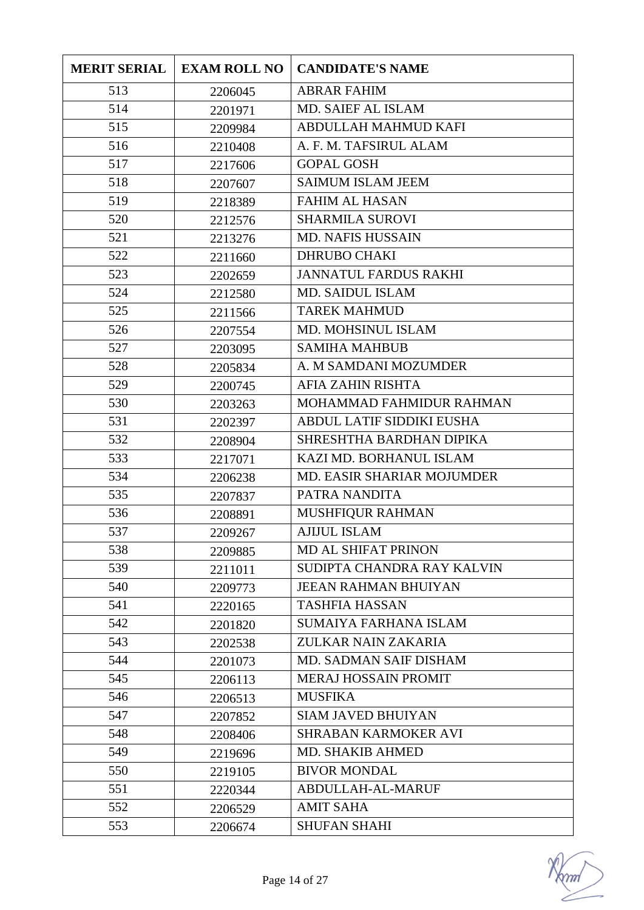| MERIT SERIAL | EXAM ROLL NO | CANDIDATE'S NAME |
|---|---|---|
| 513 | 2206045 | ABRAR FAHIM |
| 514 | 2201971 | MD. SAIEF AL ISLAM |
| 515 | 2209984 | ABDULLAH MAHMUD KAFI |
| 516 | 2210408 | A. F. M. TAFSIRUL ALAM |
| 517 | 2217606 | GOPAL GOSH |
| 518 | 2207607 | SAIMUM ISLAM JEEM |
| 519 | 2218389 | FAHIM AL HASAN |
| 520 | 2212576 | SHARMILA SUROVI |
| 521 | 2213276 | MD. NAFIS HUSSAIN |
| 522 | 2211660 | DHRUBO CHAKI |
| 523 | 2202659 | JANNATUL FARDUS RAKHI |
| 524 | 2212580 | MD. SAIDUL ISLAM |
| 525 | 2211566 | TAREK MAHMUD |
| 526 | 2207554 | MD. MOHSINUL ISLAM |
| 527 | 2203095 | SAMIHA MAHBUB |
| 528 | 2205834 | A. M SAMDANI MOZUMDER |
| 529 | 2200745 | AFIA ZAHIN RISHTA |
| 530 | 2203263 | MOHAMMAD FAHMIDUR RAHMAN |
| 531 | 2202397 | ABDUL LATIF SIDDIKI EUSHA |
| 532 | 2208904 | SHRESHTHA BARDHAN DIPIKA |
| 533 | 2217071 | KAZI MD. BORHANUL ISLAM |
| 534 | 2206238 | MD. EASIR SHARIAR MOJUMDER |
| 535 | 2207837 | PATRA NANDITA |
| 536 | 2208891 | MUSHFIQUR RAHMAN |
| 537 | 2209267 | AJIJUL ISLAM |
| 538 | 2209885 | MD AL SHIFAT PRINON |
| 539 | 2211011 | SUDIPTA CHANDRA RAY KALVIN |
| 540 | 2209773 | JEEAN RAHMAN BHUIYAN |
| 541 | 2220165 | TASHFIA HASSAN |
| 542 | 2201820 | SUMAIYA FARHANA ISLAM |
| 543 | 2202538 | ZULKAR NAIN ZAKARIA |
| 544 | 2201073 | MD. SADMAN SAIF DISHAM |
| 545 | 2206113 | MERAJ HOSSAIN PROMIT |
| 546 | 2206513 | MUSFIKA |
| 547 | 2207852 | SIAM JAVED BHUIYAN |
| 548 | 2208406 | SHRABAN KARMOKER AVI |
| 549 | 2219696 | MD. SHAKIB AHMED |
| 550 | 2219105 | BIVOR MONDAL |
| 551 | 2220344 | ABDULLAH-AL-MARUF |
| 552 | 2206529 | AMIT SAHA |
| 553 | 2206674 | SHUFAN SHAHI |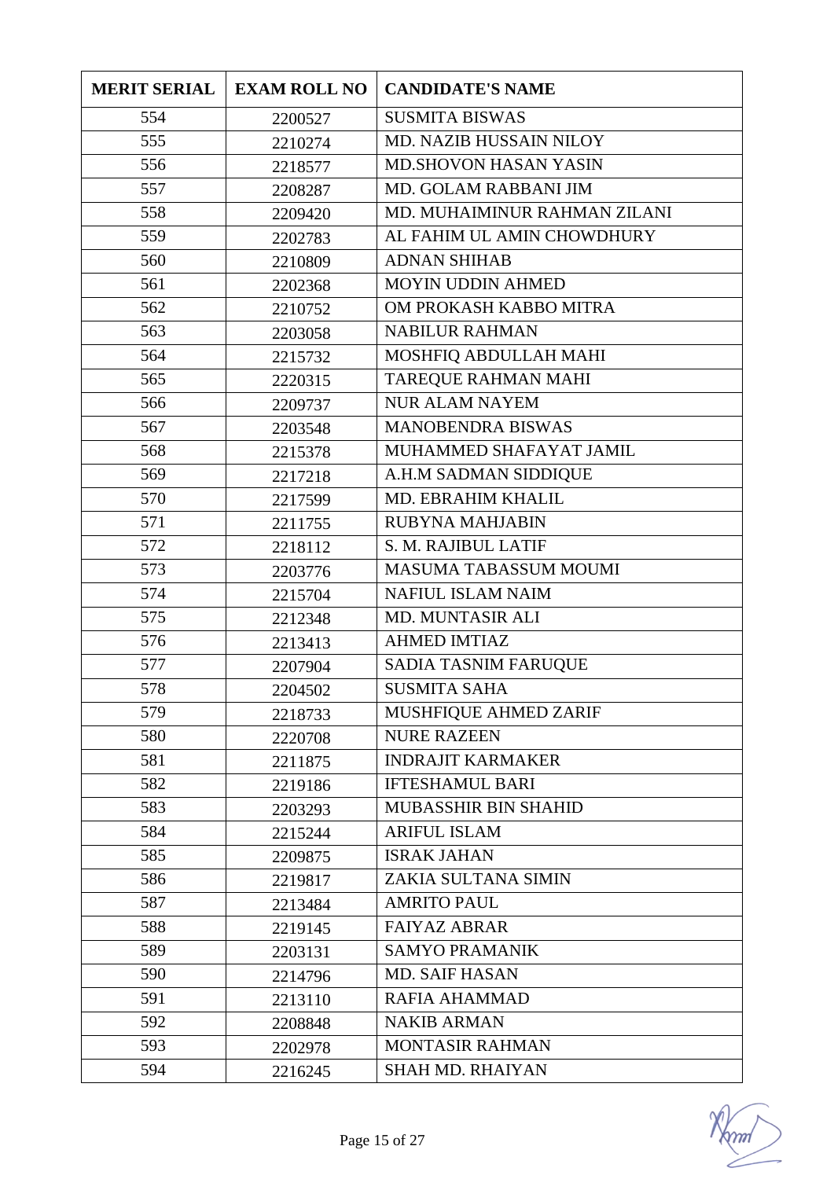| MERIT SERIAL | EXAM ROLL NO | CANDIDATE'S NAME |
|---|---|---|
| 554 | 2200527 | SUSMITA BISWAS |
| 555 | 2210274 | MD. NAZIB HUSSAIN NILOY |
| 556 | 2218577 | MD.SHOVON HASAN YASIN |
| 557 | 2208287 | MD. GOLAM RABBANI JIM |
| 558 | 2209420 | MD. MUHAIMINUR RAHMAN ZILANI |
| 559 | 2202783 | AL FAHIM UL AMIN CHOWDHURY |
| 560 | 2210809 | ADNAN SHIHAB |
| 561 | 2202368 | MOYIN UDDIN AHMED |
| 562 | 2210752 | OM PROKASH KABBO MITRA |
| 563 | 2203058 | NABILUR RAHMAN |
| 564 | 2215732 | MOSHFIQ ABDULLAH MAHI |
| 565 | 2220315 | TAREQUE RAHMAN MAHI |
| 566 | 2209737 | NUR ALAM NAYEM |
| 567 | 2203548 | MANOBENDRA BISWAS |
| 568 | 2215378 | MUHAMMED SHAFAYAT JAMIL |
| 569 | 2217218 | A.H.M SADMAN SIDDIQUE |
| 570 | 2217599 | MD. EBRAHIM KHALIL |
| 571 | 2211755 | RUBYNA MAHJABIN |
| 572 | 2218112 | S. M. RAJIBUL LATIF |
| 573 | 2203776 | MASUMA TABASSUM MOUMI |
| 574 | 2215704 | NAFIUL ISLAM NAIM |
| 575 | 2212348 | MD. MUNTASIR ALI |
| 576 | 2213413 | AHMED IMTIAZ |
| 577 | 2207904 | SADIA TASNIM FARUQUE |
| 578 | 2204502 | SUSMITA SAHA |
| 579 | 2218733 | MUSHFIQUE AHMED ZARIF |
| 580 | 2220708 | NURE RAZEEN |
| 581 | 2211875 | INDRAJIT KARMAKER |
| 582 | 2219186 | IFTESHAMUL BARI |
| 583 | 2203293 | MUBASSHIR BIN SHAHID |
| 584 | 2215244 | ARIFUL ISLAM |
| 585 | 2209875 | ISRAK JAHAN |
| 586 | 2219817 | ZAKIA SULTANA SIMIN |
| 587 | 2213484 | AMRITO PAUL |
| 588 | 2219145 | FAIYAZ ABRAR |
| 589 | 2203131 | SAMYO PRAMANIK |
| 590 | 2214796 | MD. SAIF HASAN |
| 591 | 2213110 | RAFIA AHAMMAD |
| 592 | 2208848 | NAKIB ARMAN |
| 593 | 2202978 | MONTASIR RAHMAN |
| 594 | 2216245 | SHAH MD. RHAIYAN |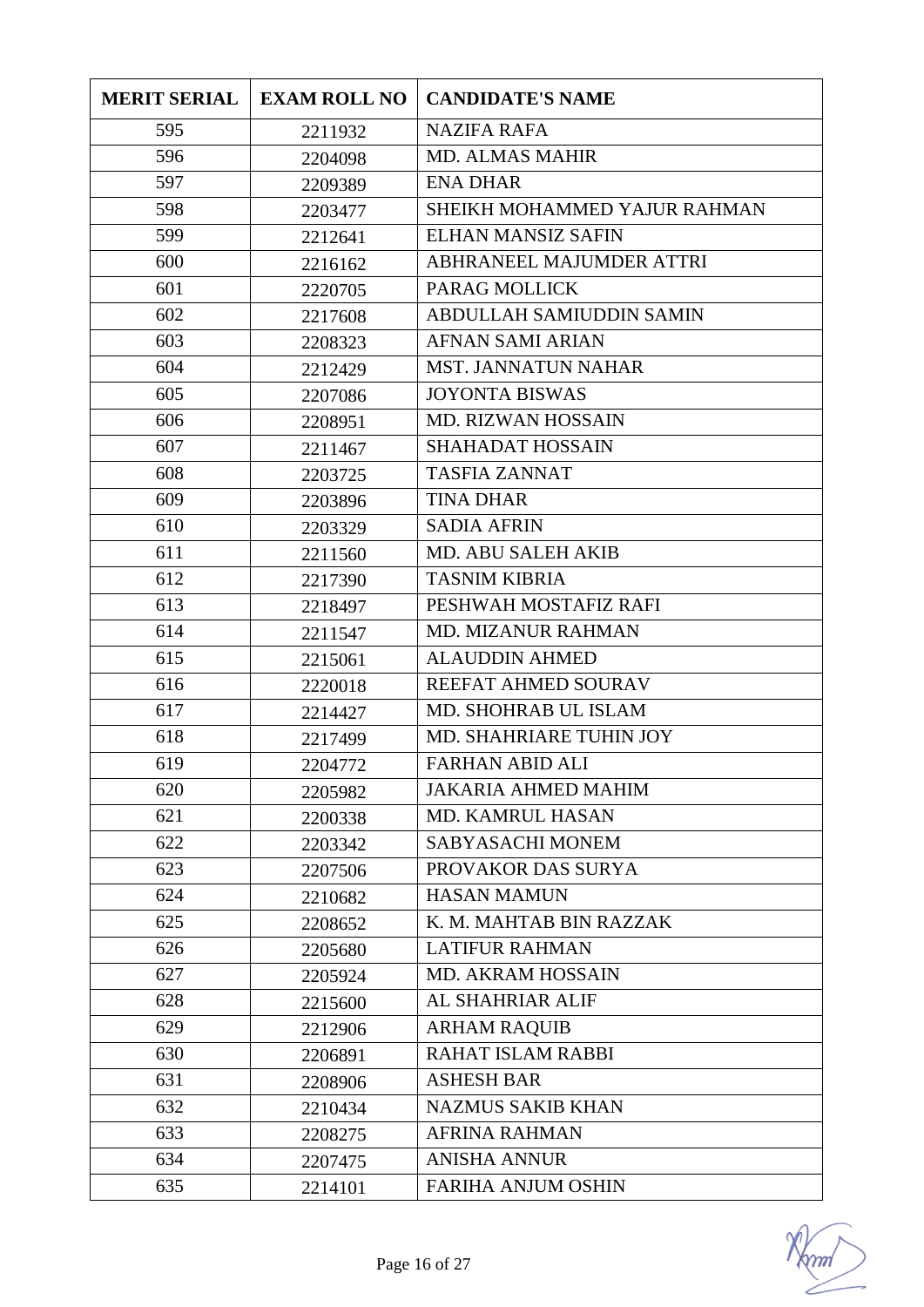| MERIT SERIAL | EXAM ROLL NO | CANDIDATE'S NAME |
|---|---|---|
| 595 | 2211932 | NAZIFA RAFA |
| 596 | 2204098 | MD. ALMAS MAHIR |
| 597 | 2209389 | ENA DHAR |
| 598 | 2203477 | SHEIKH MOHAMMED YAJUR RAHMAN |
| 599 | 2212641 | ELHAN MANSIZ SAFIN |
| 600 | 2216162 | ABHRANEEL MAJUMDER ATTRI |
| 601 | 2220705 | PARAG MOLLICK |
| 602 | 2217608 | ABDULLAH SAMIUDDIN SAMIN |
| 603 | 2208323 | AFNAN SAMI ARIAN |
| 604 | 2212429 | MST. JANNATUN NAHAR |
| 605 | 2207086 | JOYONTA BISWAS |
| 606 | 2208951 | MD. RIZWAN HOSSAIN |
| 607 | 2211467 | SHAHADAT HOSSAIN |
| 608 | 2203725 | TASFIA ZANNAT |
| 609 | 2203896 | TINA DHAR |
| 610 | 2203329 | SADIA AFRIN |
| 611 | 2211560 | MD. ABU SALEH AKIB |
| 612 | 2217390 | TASNIM KIBRIA |
| 613 | 2218497 | PESHWAH MOSTAFIZ RAFI |
| 614 | 2211547 | MD. MIZANUR RAHMAN |
| 615 | 2215061 | ALAUDDIN AHMED |
| 616 | 2220018 | REEFAT AHMED SOURAV |
| 617 | 2214427 | MD. SHOHRAB UL ISLAM |
| 618 | 2217499 | MD. SHAHRIARE TUHIN JOY |
| 619 | 2204772 | FARHAN ABID ALI |
| 620 | 2205982 | JAKARIA AHMED MAHIM |
| 621 | 2200338 | MD. KAMRUL HASAN |
| 622 | 2203342 | SABYASACHI MONEM |
| 623 | 2207506 | PROVAKOR DAS SURYA |
| 624 | 2210682 | HASAN MAMUN |
| 625 | 2208652 | K. M. MAHTAB BIN RAZZAK |
| 626 | 2205680 | LATIFUR RAHMAN |
| 627 | 2205924 | MD. AKRAM HOSSAIN |
| 628 | 2215600 | AL SHAHRIAR ALIF |
| 629 | 2212906 | ARHAM RAQUIB |
| 630 | 2206891 | RAHAT ISLAM RABBI |
| 631 | 2208906 | ASHESH BAR |
| 632 | 2210434 | NAZMUS SAKIB KHAN |
| 633 | 2208275 | AFRINA RAHMAN |
| 634 | 2207475 | ANISHA ANNUR |
| 635 | 2214101 | FARIHA ANJUM OSHIN |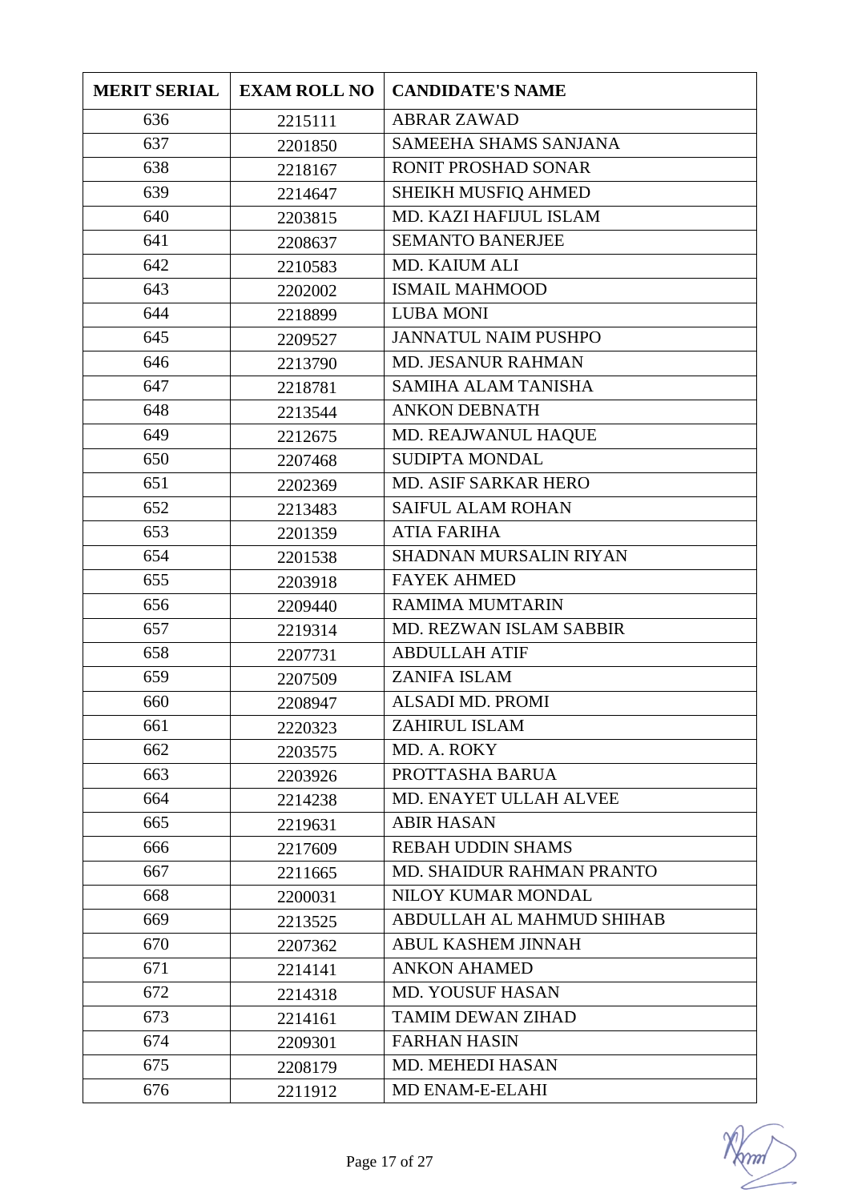| MERIT SERIAL | EXAM ROLL NO | CANDIDATE'S NAME |
|---|---|---|
| 636 | 2215111 | ABRAR ZAWAD |
| 637 | 2201850 | SAMEEHA SHAMS SANJANA |
| 638 | 2218167 | RONIT PROSHAD SONAR |
| 639 | 2214647 | SHEIKH MUSFIQ AHMED |
| 640 | 2203815 | MD. KAZI HAFIJUL ISLAM |
| 641 | 2208637 | SEMANTO BANERJEE |
| 642 | 2210583 | MD. KAIUM ALI |
| 643 | 2202002 | ISMAIL MAHMOOD |
| 644 | 2218899 | LUBA MONI |
| 645 | 2209527 | JANNATUL NAIM PUSHPO |
| 646 | 2213790 | MD. JESANUR RAHMAN |
| 647 | 2218781 | SAMIHA ALAM TANISHA |
| 648 | 2213544 | ANKON DEBNATH |
| 649 | 2212675 | MD. REAJWANUL HAQUE |
| 650 | 2207468 | SUDIPTA MONDAL |
| 651 | 2202369 | MD. ASIF SARKAR HERO |
| 652 | 2213483 | SAIFUL ALAM ROHAN |
| 653 | 2201359 | ATIA FARIHA |
| 654 | 2201538 | SHADNAN MURSALIN RIYAN |
| 655 | 2203918 | FAYEK AHMED |
| 656 | 2209440 | RAMIMA MUMTARIN |
| 657 | 2219314 | MD. REZWAN ISLAM SABBIR |
| 658 | 2207731 | ABDULLAH ATIF |
| 659 | 2207509 | ZANIFA ISLAM |
| 660 | 2208947 | ALSADI MD. PROMI |
| 661 | 2220323 | ZAHIRUL ISLAM |
| 662 | 2203575 | MD. A. ROKY |
| 663 | 2203926 | PROTTASHA BARUA |
| 664 | 2214238 | MD. ENAYET ULLAH ALVEE |
| 665 | 2219631 | ABIR HASAN |
| 666 | 2217609 | REBAH UDDIN SHAMS |
| 667 | 2211665 | MD. SHAIDUR RAHMAN PRANTO |
| 668 | 2200031 | NILOY KUMAR MONDAL |
| 669 | 2213525 | ABDULLAH AL MAHMUD SHIHAB |
| 670 | 2207362 | ABUL KASHEM JINNAH |
| 671 | 2214141 | ANKON AHAMED |
| 672 | 2214318 | MD. YOUSUF HASAN |
| 673 | 2214161 | TAMIM DEWAN ZIHAD |
| 674 | 2209301 | FARHAN HASIN |
| 675 | 2208179 | MD. MEHEDI HASAN |
| 676 | 2211912 | MD ENAM-E-ELAHI |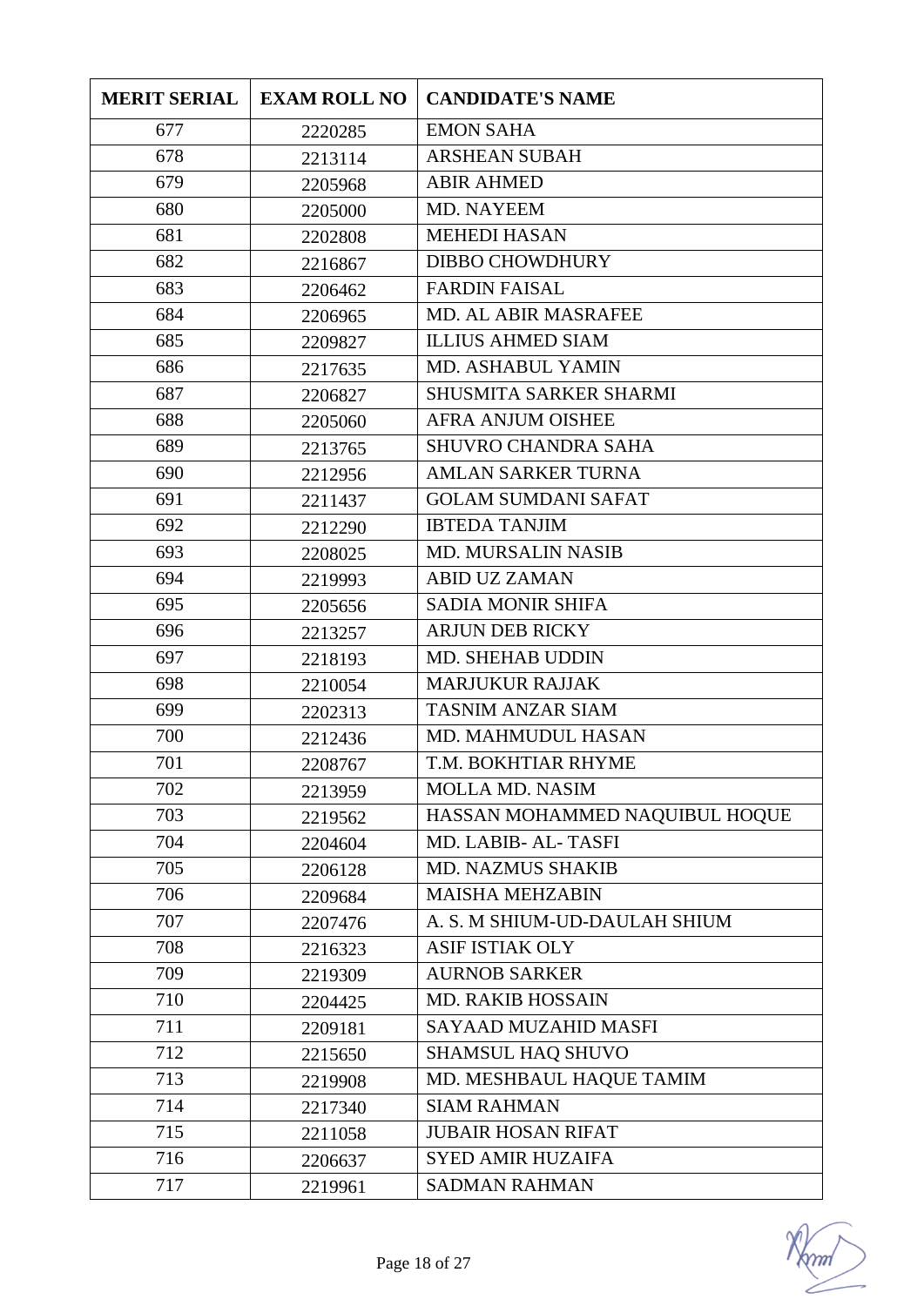| MERIT SERIAL | EXAM ROLL NO | CANDIDATE'S NAME |
|---|---|---|
| 677 | 2220285 | EMON SAHA |
| 678 | 2213114 | ARSHEAN SUBAH |
| 679 | 2205968 | ABIR AHMED |
| 680 | 2205000 | MD. NAYEEM |
| 681 | 2202808 | MEHEDI HASAN |
| 682 | 2216867 | DIBBO CHOWDHURY |
| 683 | 2206462 | FARDIN FAISAL |
| 684 | 2206965 | MD. AL ABIR MASRAFEE |
| 685 | 2209827 | ILLIUS AHMED SIAM |
| 686 | 2217635 | MD. ASHABUL YAMIN |
| 687 | 2206827 | SHUSMITA SARKER SHARMI |
| 688 | 2205060 | AFRA ANJUM OISHEE |
| 689 | 2213765 | SHUVRO CHANDRA SAHA |
| 690 | 2212956 | AMLAN SARKER TURNA |
| 691 | 2211437 | GOLAM SUMDANI SAFAT |
| 692 | 2212290 | IBTEDA TANJIM |
| 693 | 2208025 | MD. MURSALIN NASIB |
| 694 | 2219993 | ABID UZ ZAMAN |
| 695 | 2205656 | SADIA MONIR SHIFA |
| 696 | 2213257 | ARJUN DEB RICKY |
| 697 | 2218193 | MD. SHEHAB UDDIN |
| 698 | 2210054 | MARJUKUR RAJJAK |
| 699 | 2202313 | TASNIM ANZAR SIAM |
| 700 | 2212436 | MD. MAHMUDUL HASAN |
| 701 | 2208767 | T.M. BOKHTIAR RHYME |
| 702 | 2213959 | MOLLA MD. NASIM |
| 703 | 2219562 | HASSAN MOHAMMED NAQUIBUL HOQUE |
| 704 | 2204604 | MD. LABIB- AL- TASFI |
| 705 | 2206128 | MD. NAZMUS SHAKIB |
| 706 | 2209684 | MAISHA MEHZABIN |
| 707 | 2207476 | A. S. M SHIUM-UD-DAULAH SHIUM |
| 708 | 2216323 | ASIF ISTIAK OLY |
| 709 | 2219309 | AURNOB SARKER |
| 710 | 2204425 | MD. RAKIB HOSSAIN |
| 711 | 2209181 | SAYAAD MUZAHID MASFI |
| 712 | 2215650 | SHAMSUL HAQ SHUVO |
| 713 | 2219908 | MD. MESHBAUL HAQUE TAMIM |
| 714 | 2217340 | SIAM RAHMAN |
| 715 | 2211058 | JUBAIR HOSAN RIFAT |
| 716 | 2206637 | SYED AMIR HUZAIFA |
| 717 | 2219961 | SADMAN RAHMAN |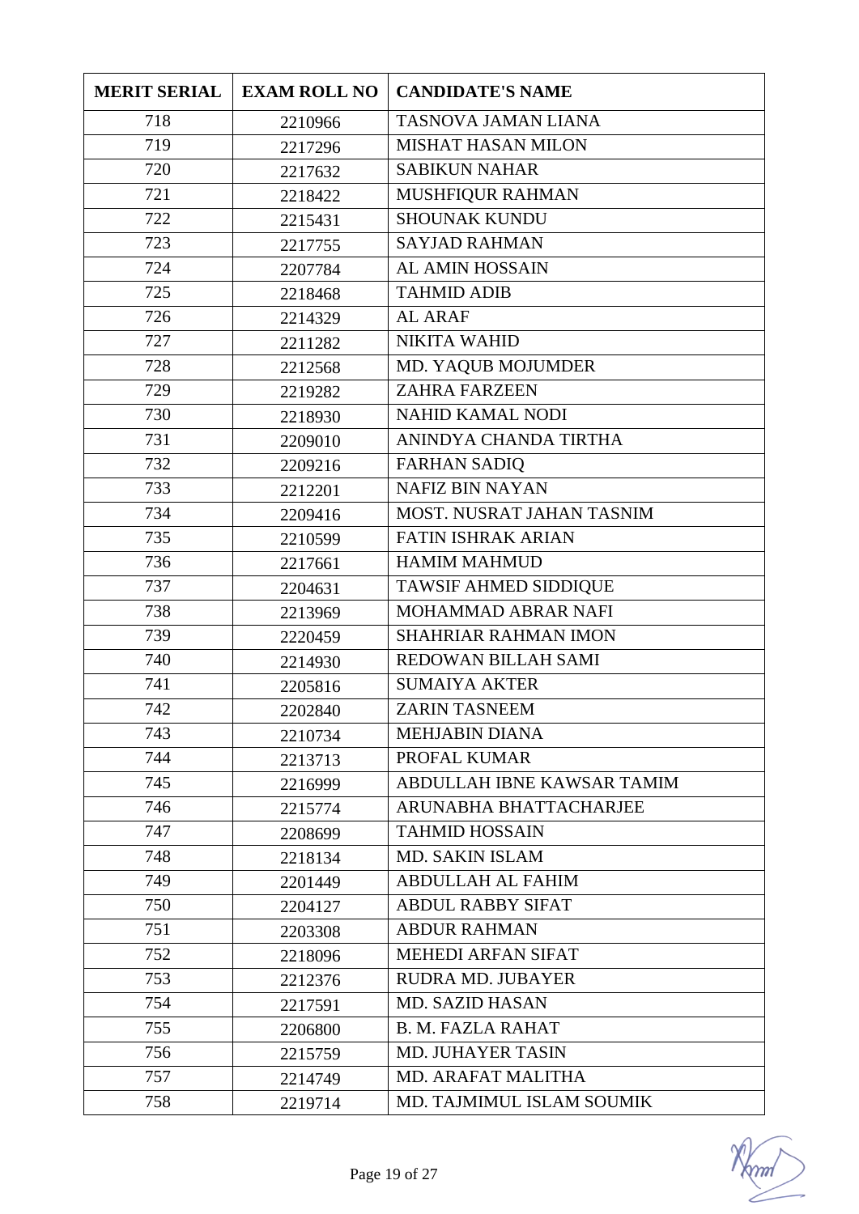| MERIT SERIAL | EXAM ROLL NO | CANDIDATE'S NAME |
|---|---|---|
| 718 | 2210966 | TASNOVA JAMAN LIANA |
| 719 | 2217296 | MISHAT HASAN MILON |
| 720 | 2217632 | SABIKUN NAHAR |
| 721 | 2218422 | MUSHFIQUR RAHMAN |
| 722 | 2215431 | SHOUNAK KUNDU |
| 723 | 2217755 | SAYJAD RAHMAN |
| 724 | 2207784 | AL AMIN HOSSAIN |
| 725 | 2218468 | TAHMID ADIB |
| 726 | 2214329 | AL ARAF |
| 727 | 2211282 | NIKITA WAHID |
| 728 | 2212568 | MD. YAQUB MOJUMDER |
| 729 | 2219282 | ZAHRA FARZEEN |
| 730 | 2218930 | NAHID KAMAL NODI |
| 731 | 2209010 | ANINDYA CHANDA TIRTHA |
| 732 | 2209216 | FARHAN SADIQ |
| 733 | 2212201 | NAFIZ BIN NAYAN |
| 734 | 2209416 | MOST. NUSRAT JAHAN TASNIM |
| 735 | 2210599 | FATIN ISHRAK ARIAN |
| 736 | 2217661 | HAMIM MAHMUD |
| 737 | 2204631 | TAWSIF AHMED SIDDIQUE |
| 738 | 2213969 | MOHAMMAD ABRAR NAFI |
| 739 | 2220459 | SHAHRIAR RAHMAN IMON |
| 740 | 2214930 | REDOWAN BILLAH SAMI |
| 741 | 2205816 | SUMAIYA AKTER |
| 742 | 2202840 | ZARIN TASNEEM |
| 743 | 2210734 | MEHJABIN DIANA |
| 744 | 2213713 | PROFAL KUMAR |
| 745 | 2216999 | ABDULLAH IBNE KAWSAR TAMIM |
| 746 | 2215774 | ARUNABHA BHATTACHARJEE |
| 747 | 2208699 | TAHMID HOSSAIN |
| 748 | 2218134 | MD. SAKIN ISLAM |
| 749 | 2201449 | ABDULLAH AL FAHIM |
| 750 | 2204127 | ABDUL RABBY SIFAT |
| 751 | 2203308 | ABDUR RAHMAN |
| 752 | 2218096 | MEHEDI ARFAN SIFAT |
| 753 | 2212376 | RUDRA MD. JUBAYER |
| 754 | 2217591 | MD. SAZID HASAN |
| 755 | 2206800 | B. M. FAZLA RAHAT |
| 756 | 2215759 | MD. JUHAYER TASIN |
| 757 | 2214749 | MD. ARAFAT MALITHA |
| 758 | 2219714 | MD. TAJMIMUL ISLAM SOUMIK |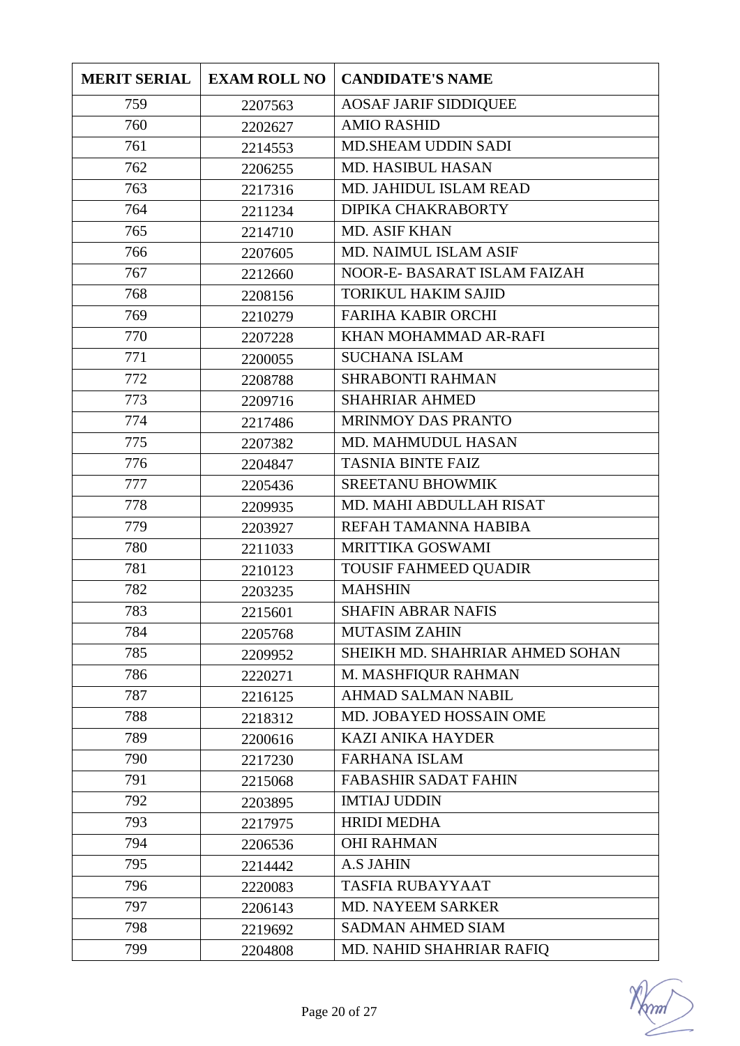| MERIT SERIAL | EXAM ROLL NO | CANDIDATE'S NAME |
|---|---|---|
| 759 | 2207563 | AOSAF JARIF SIDDIQUEE |
| 760 | 2202627 | AMIO RASHID |
| 761 | 2214553 | MD.SHEAM UDDIN SADI |
| 762 | 2206255 | MD. HASIBUL HASAN |
| 763 | 2217316 | MD. JAHIDUL ISLAM READ |
| 764 | 2211234 | DIPIKA CHAKRABORTY |
| 765 | 2214710 | MD. ASIF KHAN |
| 766 | 2207605 | MD. NAIMUL ISLAM ASIF |
| 767 | 2212660 | NOOR-E- BASARAT ISLAM FAIZAH |
| 768 | 2208156 | TORIKUL HAKIM SAJID |
| 769 | 2210279 | FARIHA KABIR ORCHI |
| 770 | 2207228 | KHAN MOHAMMAD AR-RAFI |
| 771 | 2200055 | SUCHANA ISLAM |
| 772 | 2208788 | SHRABONTI RAHMAN |
| 773 | 2209716 | SHAHRIAR AHMED |
| 774 | 2217486 | MRINMOY DAS PRANTO |
| 775 | 2207382 | MD. MAHMUDUL HASAN |
| 776 | 2204847 | TASNIA BINTE FAIZ |
| 777 | 2205436 | SREETANU BHOWMIK |
| 778 | 2209935 | MD. MAHI ABDULLAH RISAT |
| 779 | 2203927 | REFAH TAMANNA HABIBA |
| 780 | 2211033 | MRITTIKA GOSWAMI |
| 781 | 2210123 | TOUSIF FAHMEED QUADIR |
| 782 | 2203235 | MAHSHIN |
| 783 | 2215601 | SHAFIN ABRAR NAFIS |
| 784 | 2205768 | MUTASIM ZAHIN |
| 785 | 2209952 | SHEIKH MD. SHAHRIAR AHMED SOHAN |
| 786 | 2220271 | M. MASHFIQUR RAHMAN |
| 787 | 2216125 | AHMAD SALMAN NABIL |
| 788 | 2218312 | MD. JOBAYED HOSSAIN OME |
| 789 | 2200616 | KAZI ANIKA HAYDER |
| 790 | 2217230 | FARHANA ISLAM |
| 791 | 2215068 | FABASHIR SADAT FAHIN |
| 792 | 2203895 | IMTIAJ UDDIN |
| 793 | 2217975 | HRIDI MEDHA |
| 794 | 2206536 | OHI RAHMAN |
| 795 | 2214442 | A.S JAHIN |
| 796 | 2220083 | TASFIA RUBAYYAAT |
| 797 | 2206143 | MD. NAYEEM SARKER |
| 798 | 2219692 | SADMAN AHMED SIAM |
| 799 | 2204808 | MD. NAHID SHAHRIAR RAFIQ |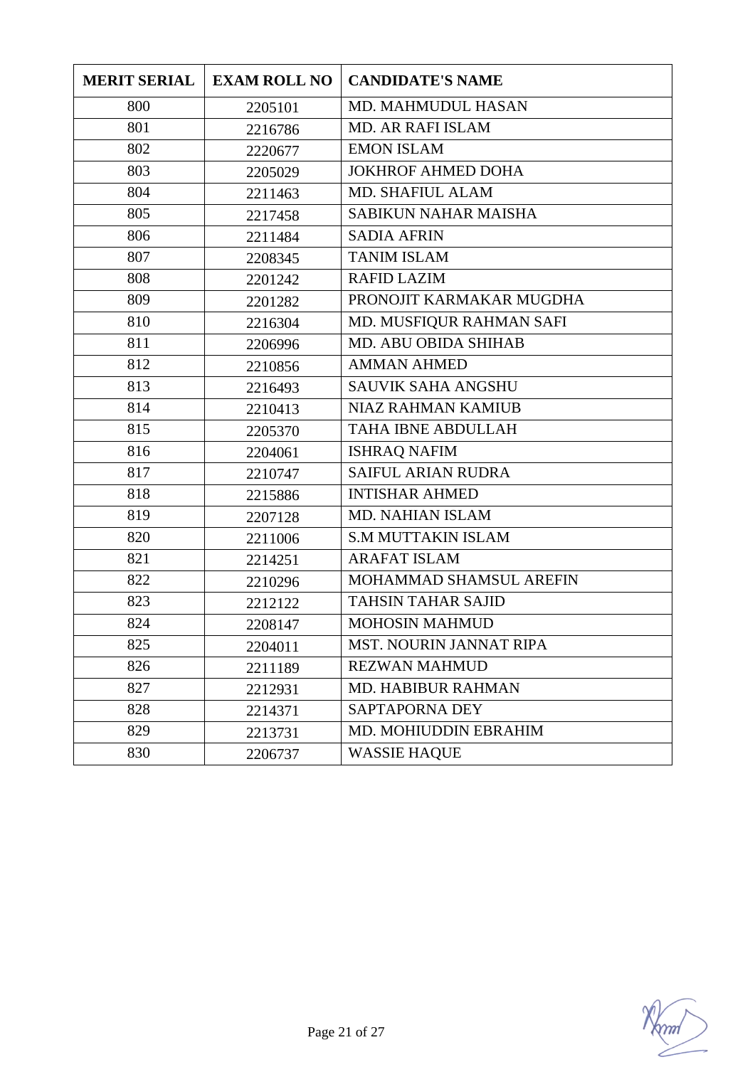| MERIT SERIAL | EXAM ROLL NO | CANDIDATE'S NAME |
|---|---|---|
| 800 | 2205101 | MD. MAHMUDUL HASAN |
| 801 | 2216786 | MD. AR RAFI ISLAM |
| 802 | 2220677 | EMON ISLAM |
| 803 | 2205029 | JOKHROF AHMED DOHA |
| 804 | 2211463 | MD. SHAFIUL ALAM |
| 805 | 2217458 | SABIKUN NAHAR MAISHA |
| 806 | 2211484 | SADIA AFRIN |
| 807 | 2208345 | TANIM ISLAM |
| 808 | 2201242 | RAFID LAZIM |
| 809 | 2201282 | PRONOJIT KARMAKAR MUGDHA |
| 810 | 2216304 | MD. MUSFIQUR RAHMAN SAFI |
| 811 | 2206996 | MD. ABU OBIDA SHIHAB |
| 812 | 2210856 | AMMAN AHMED |
| 813 | 2216493 | SAUVIK SAHA ANGSHU |
| 814 | 2210413 | NIAZ RAHMAN KAMIUB |
| 815 | 2205370 | TAHA IBNE ABDULLAH |
| 816 | 2204061 | ISHRAQ NAFIM |
| 817 | 2210747 | SAIFUL ARIAN RUDRA |
| 818 | 2215886 | INTISHAR AHMED |
| 819 | 2207128 | MD. NAHIAN ISLAM |
| 820 | 2211006 | S.M MUTTAKIN ISLAM |
| 821 | 2214251 | ARAFAT ISLAM |
| 822 | 2210296 | MOHAMMAD SHAMSUL AREFIN |
| 823 | 2212122 | TAHSIN TAHAR SAJID |
| 824 | 2208147 | MOHOSIN MAHMUD |
| 825 | 2204011 | MST. NOURIN JANNAT RIPA |
| 826 | 2211189 | REZWAN MAHMUD |
| 827 | 2212931 | MD. HABIBUR RAHMAN |
| 828 | 2214371 | SAPTAPORNA DEY |
| 829 | 2213731 | MD. MOHIUDDIN EBRAHIM |
| 830 | 2206737 | WASSIE HAQUE |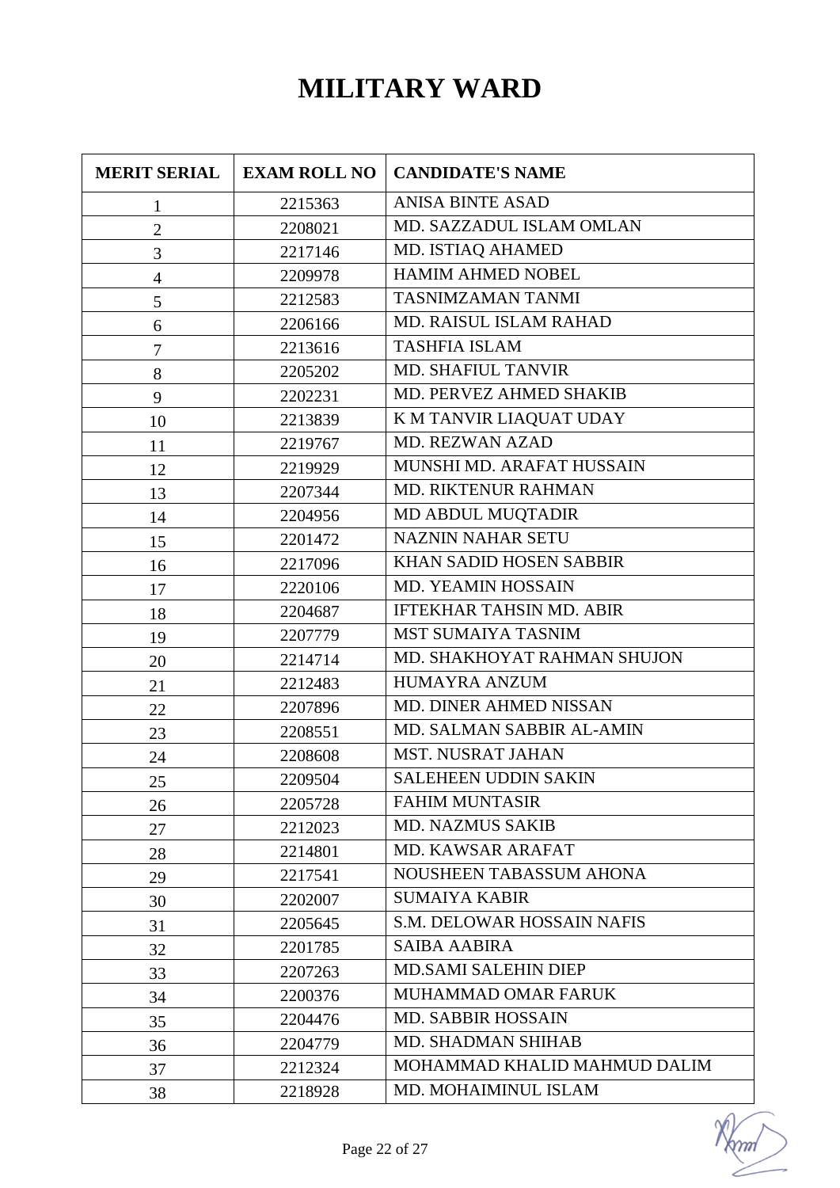# MILITARY WARD

| MERIT SERIAL | EXAM ROLL NO | CANDIDATE'S NAME |
|---|---|---|
| 1 | 2215363 | ANISA BINTE ASAD |
| 2 | 2208021 | MD. SAZZADUL ISLAM OMLAN |
| 3 | 2217146 | MD. ISTIAQ AHAMED |
| 4 | 2209978 | HAMIM AHMED NOBEL |
| 5 | 2212583 | TASNIMZAMAN TANMI |
| 6 | 2206166 | MD. RAISUL ISLAM RAHAD |
| 7 | 2213616 | TASHFIA ISLAM |
| 8 | 2205202 | MD. SHAFIUL TANVIR |
| 9 | 2202231 | MD. PERVEZ AHMED SHAKIB |
| 10 | 2213839 | K M TANVIR LIAQUAT UDAY |
| 11 | 2219767 | MD. REZWAN AZAD |
| 12 | 2219929 | MUNSHI MD. ARAFAT HUSSAIN |
| 13 | 2207344 | MD. RIKTENUR RAHMAN |
| 14 | 2204956 | MD ABDUL MUQTADIR |
| 15 | 2201472 | NAZNIN NAHAR SETU |
| 16 | 2217096 | KHAN SADID HOSEN SABBIR |
| 17 | 2220106 | MD. YEAMIN HOSSAIN |
| 18 | 2204687 | IFTEKHAR TAHSIN MD. ABIR |
| 19 | 2207779 | MST SUMAIYA TASNIM |
| 20 | 2214714 | MD. SHAKHOYAT RAHMAN SHUJON |
| 21 | 2212483 | HUMAYRA ANZUM |
| 22 | 2207896 | MD. DINER AHMED NISSAN |
| 23 | 2208551 | MD. SALMAN SABBIR AL-AMIN |
| 24 | 2208608 | MST. NUSRAT JAHAN |
| 25 | 2209504 | SALEHEEN UDDIN SAKIN |
| 26 | 2205728 | FAHIM MUNTASIR |
| 27 | 2212023 | MD. NAZMUS SAKIB |
| 28 | 2214801 | MD. KAWSAR ARAFAT |
| 29 | 2217541 | NOUSHEEN TABASSUM AHONA |
| 30 | 2202007 | SUMAIYA KABIR |
| 31 | 2205645 | S.M. DELOWAR HOSSAIN NAFIS |
| 32 | 2201785 | SAIBA AABIRA |
| 33 | 2207263 | MD.SAMI SALEHIN DIEP |
| 34 | 2200376 | MUHAMMAD OMAR FARUK |
| 35 | 2204476 | MD. SABBIR HOSSAIN |
| 36 | 2204779 | MD. SHADMAN SHIHAB |
| 37 | 2212324 | MOHAMMAD KHALID MAHMUD DALIM |
| 38 | 2218928 | MD. MOHAIMINUL ISLAM |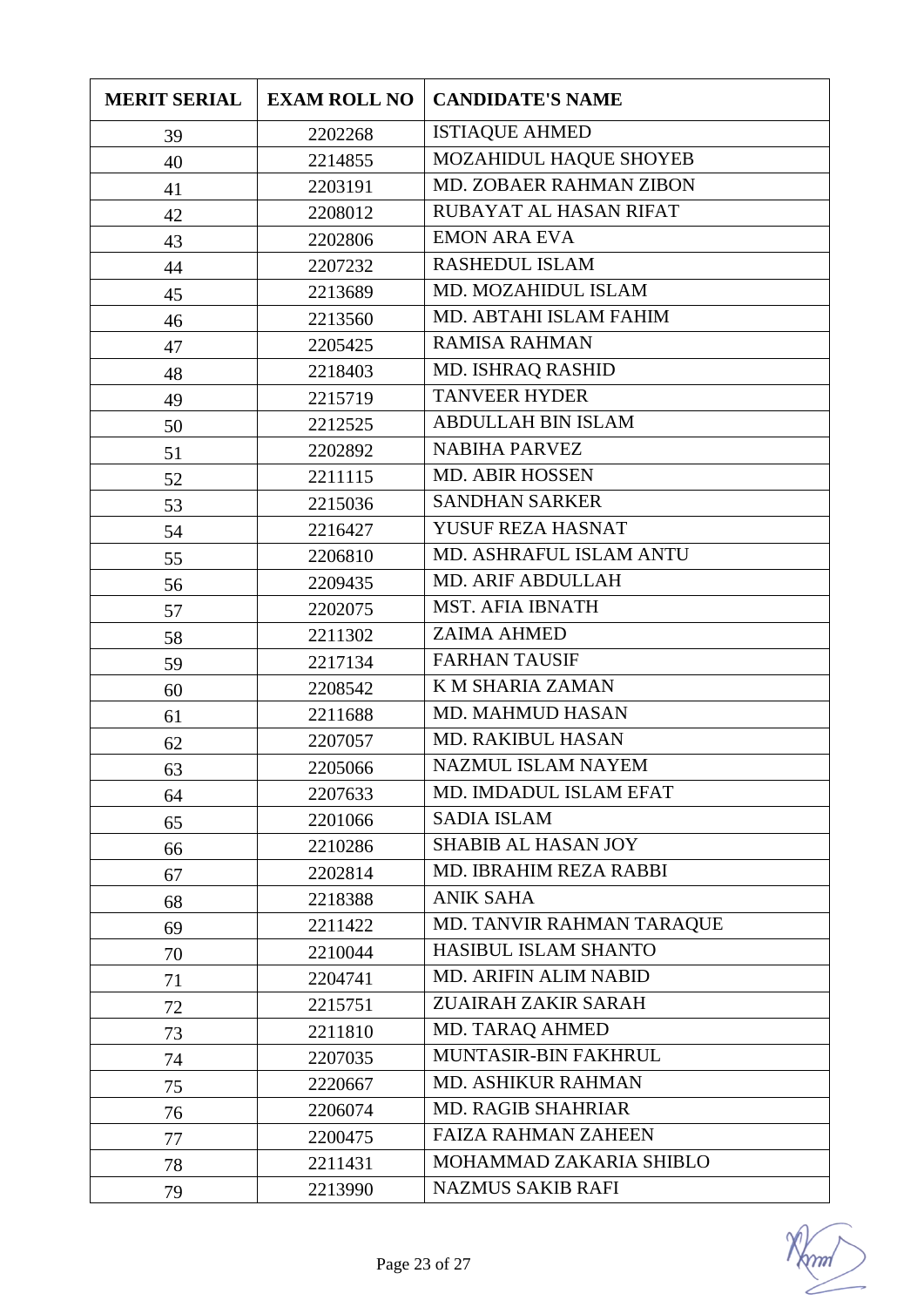| MERIT SERIAL | EXAM ROLL NO | CANDIDATE'S NAME |
|---|---|---|
| 39 | 2202268 | ISTIAQUE AHMED |
| 40 | 2214855 | MOZAHIDUL HAQUE SHOYEB |
| 41 | 2203191 | MD. ZOBAER RAHMAN ZIBON |
| 42 | 2208012 | RUBAYAT AL HASAN RIFAT |
| 43 | 2202806 | EMON ARA EVA |
| 44 | 2207232 | RASHEDUL ISLAM |
| 45 | 2213689 | MD. MOZAHIDUL ISLAM |
| 46 | 2213560 | MD. ABTAHI ISLAM FAHIM |
| 47 | 2205425 | RAMISA RAHMAN |
| 48 | 2218403 | MD. ISHRAQ RASHID |
| 49 | 2215719 | TANVEER HYDER |
| 50 | 2212525 | ABDULLAH BIN ISLAM |
| 51 | 2202892 | NABIHA PARVEZ |
| 52 | 2211115 | MD. ABIR HOSSEN |
| 53 | 2215036 | SANDHAN SARKER |
| 54 | 2216427 | YUSUF REZA HASNAT |
| 55 | 2206810 | MD. ASHRAFUL ISLAM ANTU |
| 56 | 2209435 | MD. ARIF ABDULLAH |
| 57 | 2202075 | MST. AFIA IBNATH |
| 58 | 2211302 | ZAIMA AHMED |
| 59 | 2217134 | FARHAN TAUSIF |
| 60 | 2208542 | K M SHARIA ZAMAN |
| 61 | 2211688 | MD. MAHMUD HASAN |
| 62 | 2207057 | MD. RAKIBUL HASAN |
| 63 | 2205066 | NAZMUL ISLAM NAYEM |
| 64 | 2207633 | MD. IMDADUL ISLAM EFAT |
| 65 | 2201066 | SADIA ISLAM |
| 66 | 2210286 | SHABIB AL HASAN JOY |
| 67 | 2202814 | MD. IBRAHIM REZA RABBI |
| 68 | 2218388 | ANIK SAHA |
| 69 | 2211422 | MD. TANVIR RAHMAN TARAQUE |
| 70 | 2210044 | HASIBUL ISLAM SHANTO |
| 71 | 2204741 | MD. ARIFIN ALIM NABID |
| 72 | 2215751 | ZUAIRAH ZAKIR SARAH |
| 73 | 2211810 | MD. TARAQ AHMED |
| 74 | 2207035 | MUNTASIR-BIN FAKHRUL |
| 75 | 2220667 | MD. ASHIKUR RAHMAN |
| 76 | 2206074 | MD. RAGIB SHAHRIAR |
| 77 | 2200475 | FAIZA RAHMAN ZAHEEN |
| 78 | 2211431 | MOHAMMAD ZAKARIA SHIBLO |
| 79 | 2213990 | NAZMUS SAKIB RAFI |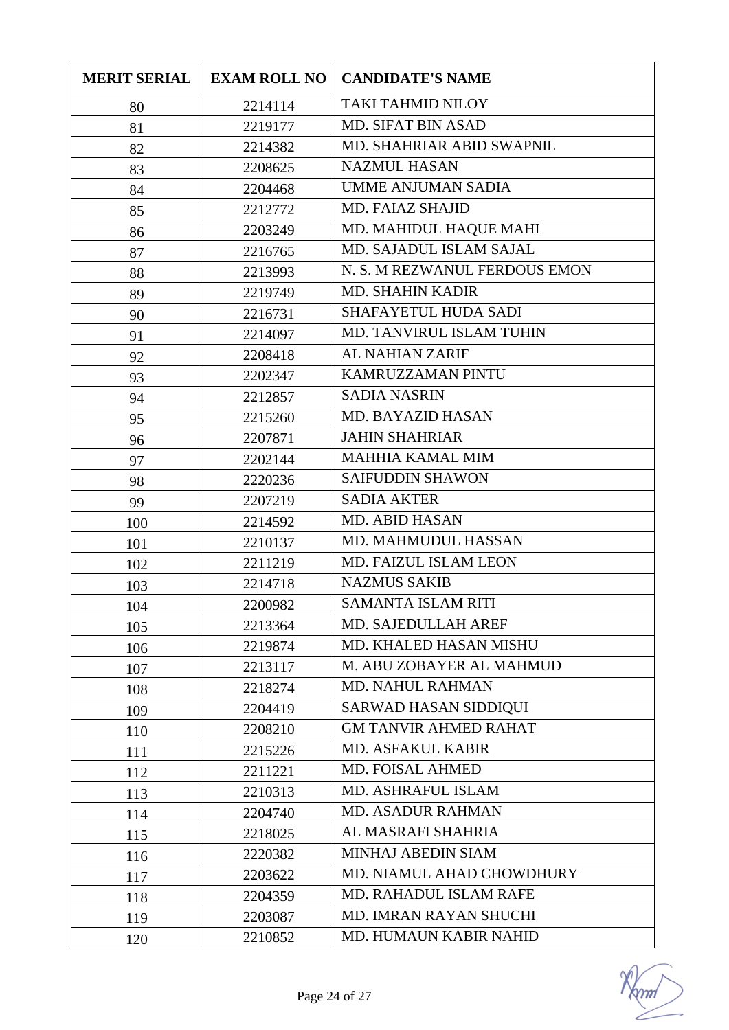| MERIT SERIAL | EXAM ROLL NO | CANDIDATE'S NAME |
|---|---|---|
| 80 | 2214114 | TAKI TAHMID NILOY |
| 81 | 2219177 | MD. SIFAT BIN ASAD |
| 82 | 2214382 | MD. SHAHRIAR ABID SWAPNIL |
| 83 | 2208625 | NAZMUL HASAN |
| 84 | 2204468 | UMME ANJUMAN SADIA |
| 85 | 2212772 | MD. FAIAZ SHAJID |
| 86 | 2203249 | MD. MAHIDUL HAQUE MAHI |
| 87 | 2216765 | MD. SAJADUL ISLAM SAJAL |
| 88 | 2213993 | N. S. M REZWANUL FERDOUS EMON |
| 89 | 2219749 | MD. SHAHIN KADIR |
| 90 | 2216731 | SHAFAYETUL HUDA SADI |
| 91 | 2214097 | MD. TANVIRUL ISLAM TUHIN |
| 92 | 2208418 | AL NAHIAN ZARIF |
| 93 | 2202347 | KAMRUZZAMAN PINTU |
| 94 | 2212857 | SADIA NASRIN |
| 95 | 2215260 | MD. BAYAZID HASAN |
| 96 | 2207871 | JAHIN SHAHRIAR |
| 97 | 2202144 | MAHHIA KAMAL MIM |
| 98 | 2220236 | SAIFUDDIN SHAWON |
| 99 | 2207219 | SADIA AKTER |
| 100 | 2214592 | MD. ABID HASAN |
| 101 | 2210137 | MD. MAHMUDUL HASSAN |
| 102 | 2211219 | MD. FAIZUL ISLAM LEON |
| 103 | 2214718 | NAZMUS SAKIB |
| 104 | 2200982 | SAMANTA ISLAM RITI |
| 105 | 2213364 | MD. SAJEDULLAH AREF |
| 106 | 2219874 | MD. KHALED HASAN MISHU |
| 107 | 2213117 | M. ABU ZOBAYER AL MAHMUD |
| 108 | 2218274 | MD. NAHUL RAHMAN |
| 109 | 2204419 | SARWAD HASAN SIDDIQUI |
| 110 | 2208210 | GM TANVIR AHMED RAHAT |
| 111 | 2215226 | MD. ASFAKUL KABIR |
| 112 | 2211221 | MD. FOISAL AHMED |
| 113 | 2210313 | MD. ASHRAFUL ISLAM |
| 114 | 2204740 | MD. ASADUR RAHMAN |
| 115 | 2218025 | AL MASRAFI SHAHRIA |
| 116 | 2220382 | MINHAJ ABEDIN SIAM |
| 117 | 2203622 | MD. NIAMUL AHAD CHOWDHURY |
| 118 | 2204359 | MD. RAHADUL ISLAM RAFE |
| 119 | 2203087 | MD. IMRAN RAYAN SHUCHI |
| 120 | 2210852 | MD. HUMAUN KABIR NAHID |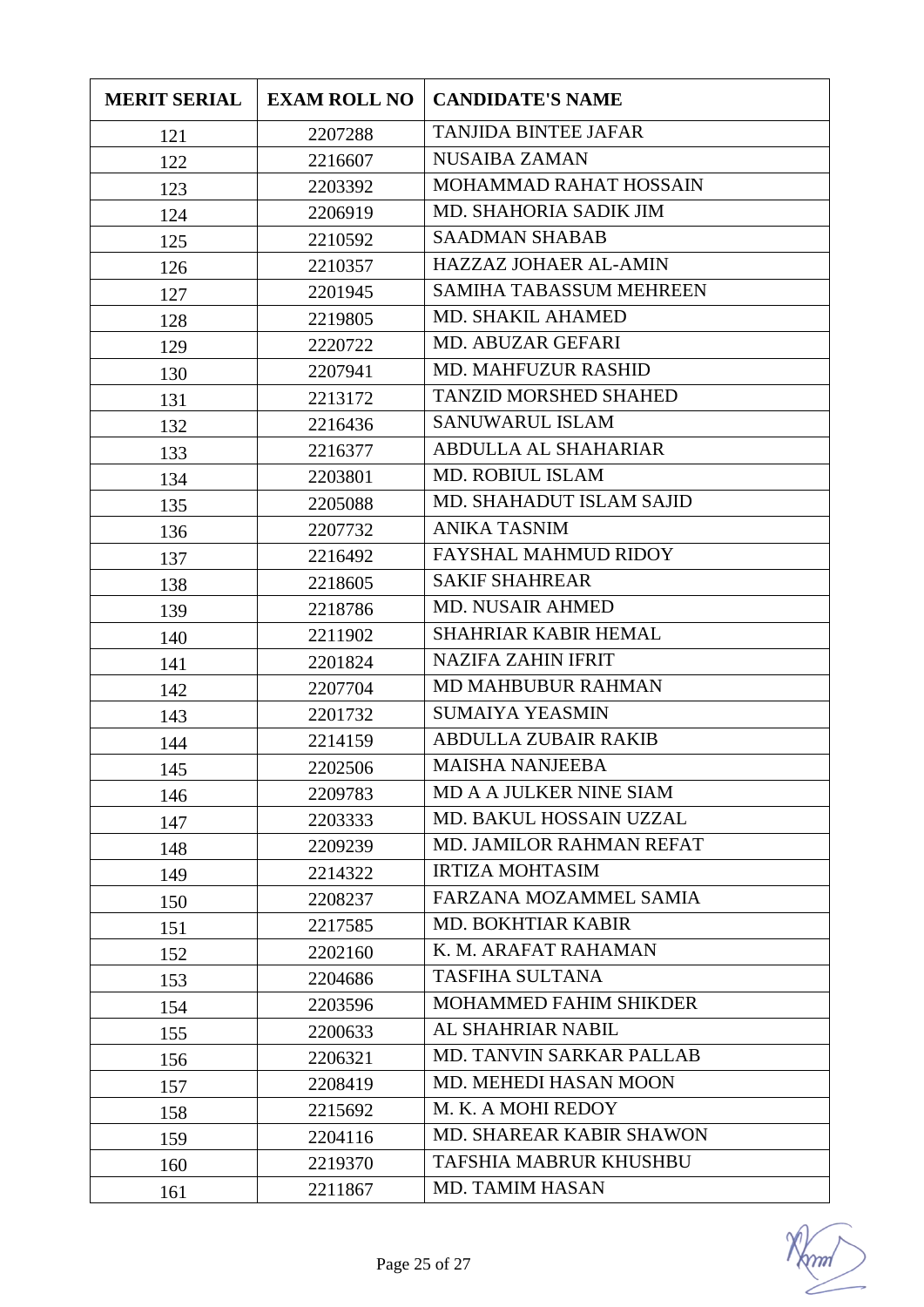| MERIT SERIAL | EXAM ROLL NO | CANDIDATE'S NAME |
|---|---|---|
| 121 | 2207288 | TANJIDA BINTEE JAFAR |
| 122 | 2216607 | NUSAIBA ZAMAN |
| 123 | 2203392 | MOHAMMAD RAHAT HOSSAIN |
| 124 | 2206919 | MD. SHAHORIA SADIK JIM |
| 125 | 2210592 | SAADMAN SHABAB |
| 126 | 2210357 | HAZZAZ JOHAER AL-AMIN |
| 127 | 2201945 | SAMIHA TABASSUM MEHREEN |
| 128 | 2219805 | MD. SHAKIL AHAMED |
| 129 | 2220722 | MD. ABUZAR GEFARI |
| 130 | 2207941 | MD. MAHFUZUR RASHID |
| 131 | 2213172 | TANZID MORSHED SHAHED |
| 132 | 2216436 | SANUWARUL ISLAM |
| 133 | 2216377 | ABDULLA AL SHAHARIAR |
| 134 | 2203801 | MD. ROBIUL ISLAM |
| 135 | 2205088 | MD. SHAHADUT ISLAM SAJID |
| 136 | 2207732 | ANIKA TASNIM |
| 137 | 2216492 | FAYSHAL MAHMUD RIDOY |
| 138 | 2218605 | SAKIF SHAHREAR |
| 139 | 2218786 | MD. NUSAIR AHMED |
| 140 | 2211902 | SHAHRIAR KABIR HEMAL |
| 141 | 2201824 | NAZIFA ZAHIN IFRIT |
| 142 | 2207704 | MD MAHBUBUR RAHMAN |
| 143 | 2201732 | SUMAIYA YEASMIN |
| 144 | 2214159 | ABDULLA ZUBAIR RAKIB |
| 145 | 2202506 | MAISHA NANJEEBA |
| 146 | 2209783 | MD A A JULKER NINE SIAM |
| 147 | 2203333 | MD. BAKUL HOSSAIN UZZAL |
| 148 | 2209239 | MD. JAMILOR RAHMAN REFAT |
| 149 | 2214322 | IRTIZA MOHTASIM |
| 150 | 2208237 | FARZANA MOZAMMEL SAMIA |
| 151 | 2217585 | MD. BOKHTIAR KABIR |
| 152 | 2202160 | K. M. ARAFAT RAHAMAN |
| 153 | 2204686 | TASFIHA SULTANA |
| 154 | 2203596 | MOHAMMED FAHIM SHIKDER |
| 155 | 2200633 | AL SHAHRIAR NABIL |
| 156 | 2206321 | MD. TANVIN SARKAR PALLAB |
| 157 | 2208419 | MD. MEHEDI HASAN MOON |
| 158 | 2215692 | M. K. A MOHI REDOY |
| 159 | 2204116 | MD. SHAREAR KABIR SHAWON |
| 160 | 2219370 | TAFSHIA MABRUR KHUSHBU |
| 161 | 2211867 | MD. TAMIM HASAN |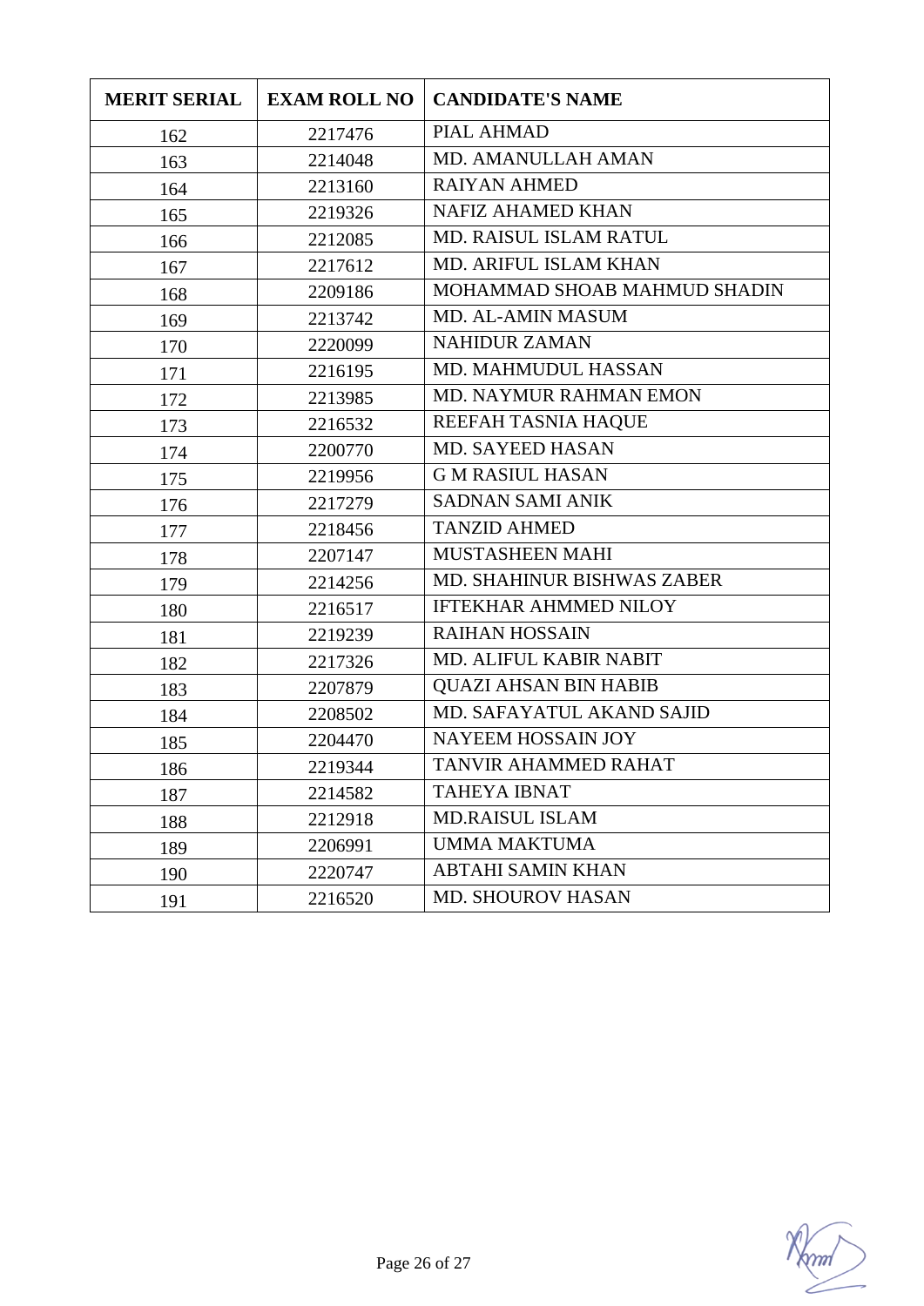| MERIT SERIAL | EXAM ROLL NO | CANDIDATE'S NAME |
|---|---|---|
| 162 | 2217476 | PIAL AHMAD |
| 163 | 2214048 | MD. AMANULLAH AMAN |
| 164 | 2213160 | RAIYAN AHMED |
| 165 | 2219326 | NAFIZ AHAMED KHAN |
| 166 | 2212085 | MD. RAISUL ISLAM RATUL |
| 167 | 2217612 | MD. ARIFUL ISLAM KHAN |
| 168 | 2209186 | MOHAMMAD SHOAB MAHMUD SHADIN |
| 169 | 2213742 | MD. AL-AMIN MASUM |
| 170 | 2220099 | NAHIDUR ZAMAN |
| 171 | 2216195 | MD. MAHMUDUL HASSAN |
| 172 | 2213985 | MD. NAYMUR RAHMAN EMON |
| 173 | 2216532 | REEFAH TASNIA HAQUE |
| 174 | 2200770 | MD. SAYEED HASAN |
| 175 | 2219956 | G M RASIUL HASAN |
| 176 | 2217279 | SADNAN SAMI ANIK |
| 177 | 2218456 | TANZID AHMED |
| 178 | 2207147 | MUSTASHEEN MAHI |
| 179 | 2214256 | MD. SHAHINUR BISHWAS ZABER |
| 180 | 2216517 | IFTEKHAR AHMMED NILOY |
| 181 | 2219239 | RAIHAN HOSSAIN |
| 182 | 2217326 | MD. ALIFUL KABIR NABIT |
| 183 | 2207879 | QUAZI AHSAN BIN HABIB |
| 184 | 2208502 | MD. SAFAYATUL AKAND SAJID |
| 185 | 2204470 | NAYEEM HOSSAIN JOY |
| 186 | 2219344 | TANVIR AHAMMED RAHAT |
| 187 | 2214582 | TAHEYA IBNAT |
| 188 | 2212918 | MD.RAISUL ISLAM |
| 189 | 2206991 | UMMA MAKTUMA |
| 190 | 2220747 | ABTAHI SAMIN KHAN |
| 191 | 2216520 | MD. SHOUROV HASAN |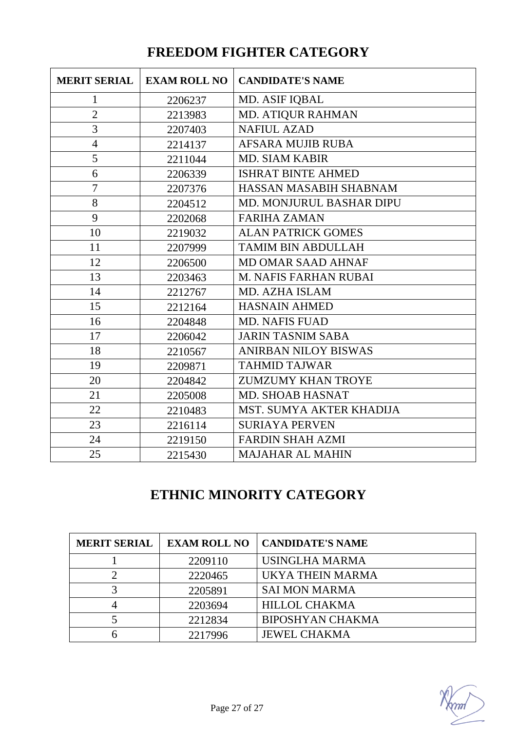## FREEDOM FIGHTER CATEGORY

| MERIT SERIAL | EXAM ROLL NO | CANDIDATE'S NAME |
|---|---|---|
| 1 | 2206237 | MD. ASIF IQBAL |
| 2 | 2213983 | MD. ATIQUR RAHMAN |
| 3 | 2207403 | NAFIUL AZAD |
| 4 | 2214137 | AFSARA MUJIB RUBA |
| 5 | 2211044 | MD. SIAM KABIR |
| 6 | 2206339 | ISHRAT BINTE AHMED |
| 7 | 2207376 | HASSAN MASABIH SHABNAM |
| 8 | 2204512 | MD. MONJURUL BASHAR DIPU |
| 9 | 2202068 | FARIHA ZAMAN |
| 10 | 2219032 | ALAN PATRICK GOMES |
| 11 | 2207999 | TAMIM BIN ABDULLAH |
| 12 | 2206500 | MD OMAR SAAD AHNAF |
| 13 | 2203463 | M. NAFIS FARHAN RUBAI |
| 14 | 2212767 | MD. AZHA ISLAM |
| 15 | 2212164 | HASNAIN AHMED |
| 16 | 2204848 | MD. NAFIS FUAD |
| 17 | 2206042 | JARIN TASNIM SABA |
| 18 | 2210567 | ANIRBAN NILOY BISWAS |
| 19 | 2209871 | TAHMID TAJWAR |
| 20 | 2204842 | ZUMZUMY KHAN TROYE |
| 21 | 2205008 | MD. SHOAB HASNAT |
| 22 | 2210483 | MST. SUMYA AKTER KHADIJA |
| 23 | 2216114 | SURIAYA PERVEN |
| 24 | 2219150 | FARDIN SHAH AZMI |
| 25 | 2215430 | MAJAHAR AL MAHIN |

## ETHNIC MINORITY CATEGORY

| MERIT SERIAL | EXAM ROLL NO | CANDIDATE'S NAME |
|---|---|---|
| 1 | 2209110 | USINGLHA MARMA |
| 2 | 2220465 | UKYA THEIN MARMA |
| 3 | 2205891 | SAI MON MARMA |
| 4 | 2203694 | HILLOL CHAKMA |
| 5 | 2212834 | BIPOSHYAN CHAKMA |
| 6 | 2217996 | JEWEL CHAKMA |